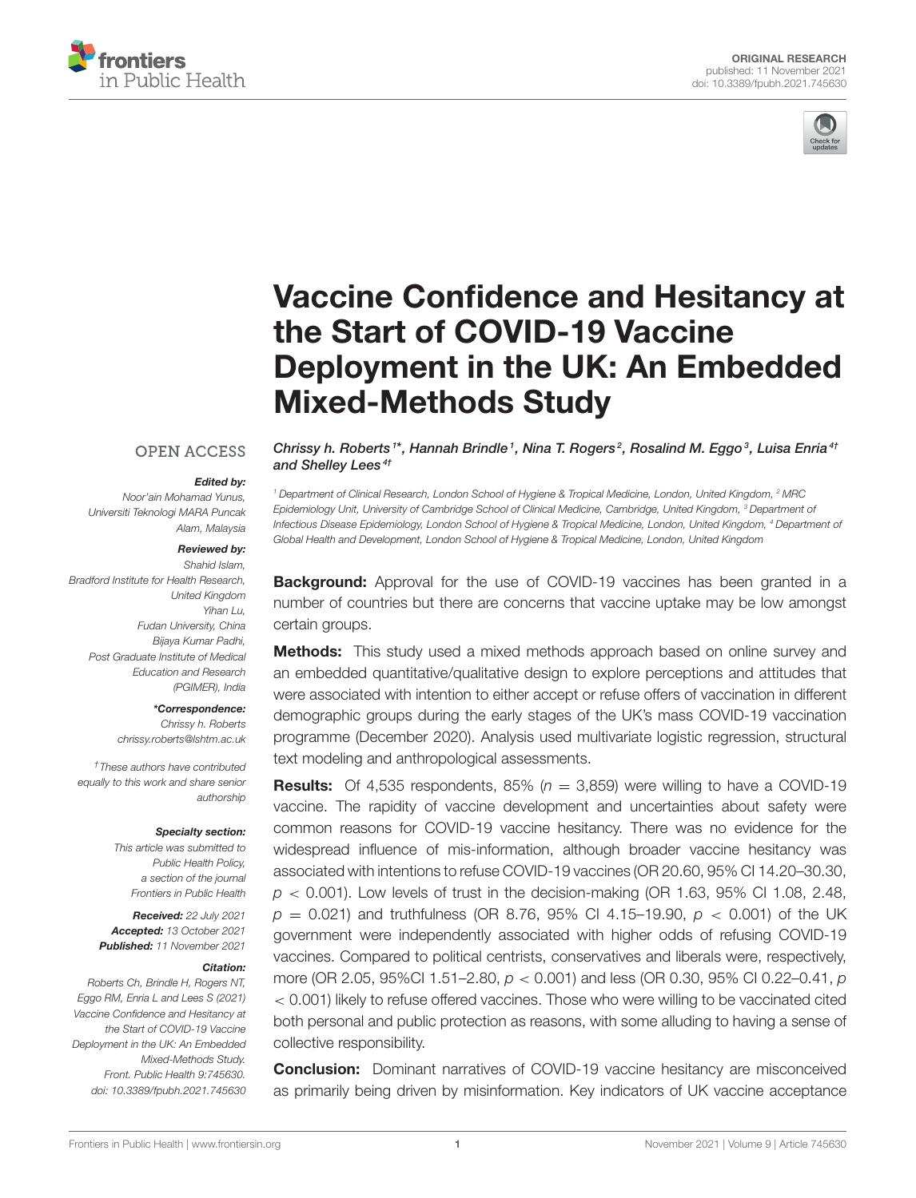ORIGINAL RESEARCH
published: 11 November 2021
doi: 10.3389/fpubh.2021.745630

# Vaccine Confidence and Hesitancy at the Start of COVID-19 Vaccine Deployment in the UK: An Embedded Mixed-Methods Study

*Chrissy h. Roberts[1]\*, Hannah Brindle[1], Nina T. Rogers[2], Rosalind M. Eggo[3], Luisa Enria[4†] and Shelley Lees[4†]*

[1] Department of Clinical Research, London School of Hygiene & Tropical Medicine, London, United Kingdom, [2] MRC Epidemiology Unit, University of Cambridge School of Clinical Medicine, Cambridge, United Kingdom, [3] Department of Infectious Disease Epidemiology, London School of Hygiene & Tropical Medicine, London, United Kingdom, [4] Department of Global Health and Development, London School of Hygiene & Tropical Medicine, London, United Kingdom

OPEN ACCESS

***Edited by:***
*Noor'ain Mohamad Yunus, Universiti Teknologi MARA Puncak Alam, Malaysia*

***Reviewed by:***
*Shahid Islam, Bradford Institute for Health Research, United Kingdom*
*Yihan Lu, Fudan University, China*
*Bijaya Kumar Padhi, Post Graduate Institute of Medical Education and Research (PGIMER), India*

***\*Correspondence:***
*Chrissy h. Roberts*
*chrissy.roberts@lshtm.ac.uk*

*†These authors have contributed equally to this work and share senior authorship*

***Specialty section:***
*This article was submitted to Public Health Policy, a section of the journal Frontiers in Public Health*

***Received:*** *22 July 2021*
***Accepted:*** *13 October 2021*
***Published:*** *11 November 2021*

***Citation:***
*Roberts Ch, Brindle H, Rogers NT, Eggo RM, Enria L and Lees S (2021) Vaccine Confidence and Hesitancy at the Start of COVID-19 Vaccine Deployment in the UK: An Embedded Mixed-Methods Study. Front. Public Health 9:745630. doi: 10.3389/fpubh.2021.745630*

**Background:** Approval for the use of COVID-19 vaccines has been granted in a number of countries but there are concerns that vaccine uptake may be low amongst certain groups.

**Methods:** This study used a mixed methods approach based on online survey and an embedded quantitative/qualitative design to explore perceptions and attitudes that were associated with intention to either accept or refuse offers of vaccination in different demographic groups during the early stages of the UK's mass COVID-19 vaccination programme (December 2020). Analysis used multivariate logistic regression, structural text modeling and anthropological assessments.

**Results:** Of 4,535 respondents, 85% ($n = 3,859$) were willing to have a COVID-19 vaccine. The rapidity of vaccine development and uncertainties about safety were common reasons for COVID-19 vaccine hesitancy. There was no evidence for the widespread influence of mis-information, although broader vaccine hesitancy was associated with intentions to refuse COVID-19 vaccines (OR 20.60, 95% CI 14.20–30.30, $p < 0.001$). Low levels of trust in the decision-making (OR 1.63, 95% CI 1.08, 2.48, $p = 0.021$) and truthfulness (OR 8.76, 95% CI 4.15–19.90, $p < 0.001$) of the UK government were independently associated with higher odds of refusing COVID-19 vaccines. Compared to political centrists, conservatives and liberals were, respectively, more (OR 2.05, 95%CI 1.51–2.80, $p < 0.001$) and less (OR 0.30, 95% CI 0.22–0.41, $p < 0.001$) likely to refuse offered vaccines. Those who were willing to be vaccinated cited both personal and public protection as reasons, with some alluding to having a sense of collective responsibility.

**Conclusion:** Dominant narratives of COVID-19 vaccine hesitancy are misconceived as primarily being driven by misinformation. Key indicators of UK vaccine acceptance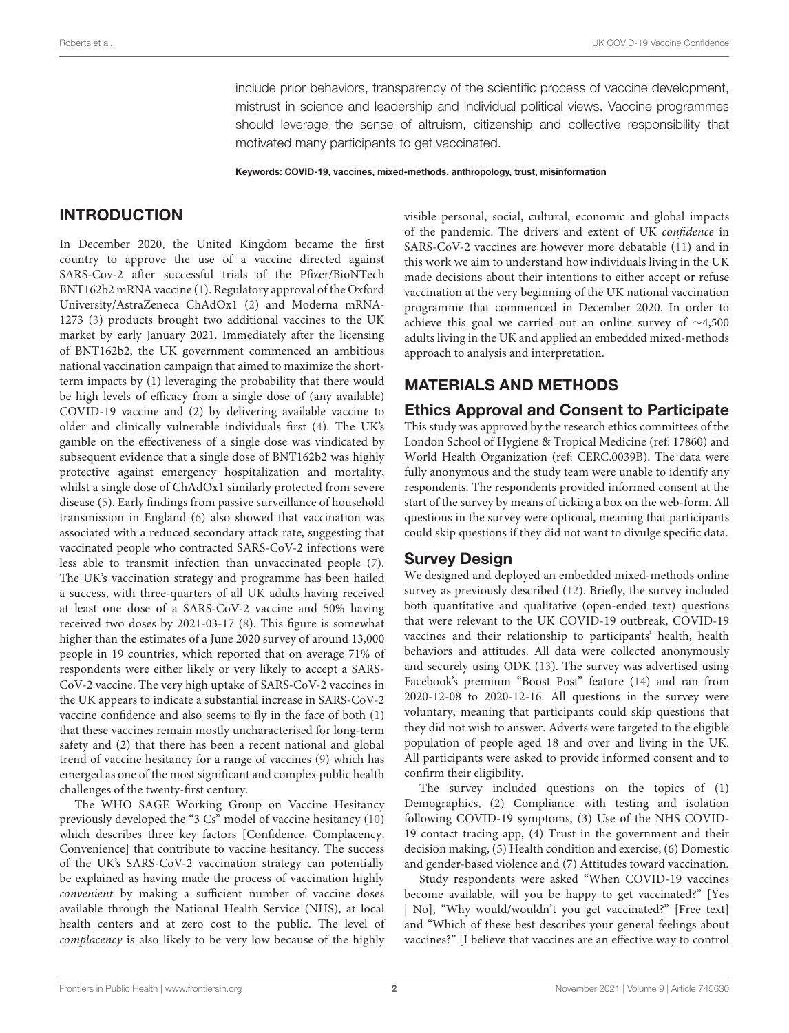include prior behaviors, transparency of the scientific process of vaccine development, mistrust in science and leadership and individual political views. Vaccine programmes should leverage the sense of altruism, citizenship and collective responsibility that motivated many participants to get vaccinated.

**Keywords: COVID-19, vaccines, mixed-methods, anthropology, trust, misinformation**

## INTRODUCTION

In December 2020, the United Kingdom became the first country to approve the use of a vaccine directed against SARS-Cov-2 after successful trials of the Pfizer/BioNTech BNT162b2 mRNA vaccine (1). Regulatory approval of the Oxford University/AstraZeneca ChAdOx1 (2) and Moderna mRNA-1273 (3) products brought two additional vaccines to the UK market by early January 2021. Immediately after the licensing of BNT162b2, the UK government commenced an ambitious national vaccination campaign that aimed to maximize the short-term impacts by (1) leveraging the probability that there would be high levels of efficacy from a single dose of (any available) COVID-19 vaccine and (2) by delivering available vaccine to older and clinically vulnerable individuals first (4). The UK's gamble on the effectiveness of a single dose was vindicated by subsequent evidence that a single dose of BNT162b2 was highly protective against emergency hospitalization and mortality, whilst a single dose of ChAdOx1 similarly protected from severe disease (5). Early findings from passive surveillance of household transmission in England (6) also showed that vaccination was associated with a reduced secondary attack rate, suggesting that vaccinated people who contracted SARS-CoV-2 infections were less able to transmit infection than unvaccinated people (7). The UK's vaccination strategy and programme has been hailed a success, with three-quarters of all UK adults having received at least one dose of a SARS-CoV-2 vaccine and 50% having received two doses by 2021-03-17 (8). This figure is somewhat higher than the estimates of a June 2020 survey of around 13,000 people in 19 countries, which reported that on average 71% of respondents were either likely or very likely to accept a SARS-CoV-2 vaccine. The very high uptake of SARS-CoV-2 vaccines in the UK appears to indicate a substantial increase in SARS-CoV-2 vaccine confidence and also seems to fly in the face of both (1) that these vaccines remain mostly uncharacterised for long-term safety and (2) that there has been a recent national and global trend of vaccine hesitancy for a range of vaccines (9) which has emerged as one of the most significant and complex public health challenges of the twenty-first century.

The WHO SAGE Working Group on Vaccine Hesitancy previously developed the "3 Cs" model of vaccine hesitancy (10) which describes three key factors [Confidence, Complacency, Convenience] that contribute to vaccine hesitancy. The success of the UK's SARS-CoV-2 vaccination strategy can potentially be explained as having made the process of vaccination highly *convenient* by making a sufficient number of vaccine doses available through the National Health Service (NHS), at local health centers and at zero cost to the public. The level of *complacency* is also likely to be very low because of the highly visible personal, social, cultural, economic and global impacts of the pandemic. The drivers and extent of UK *confidence* in SARS-CoV-2 vaccines are however more debatable (11) and in this work we aim to understand how individuals living in the UK made decisions about their intentions to either accept or refuse vaccination at the very beginning of the UK national vaccination programme that commenced in December 2020. In order to achieve this goal we carried out an online survey of ~4,500 adults living in the UK and applied an embedded mixed-methods approach to analysis and interpretation.

## MATERIALS AND METHODS

### Ethics Approval and Consent to Participate

This study was approved by the research ethics committees of the London School of Hygiene & Tropical Medicine (ref: 17860) and World Health Organization (ref: CERC.0039B). The data were fully anonymous and the study team were unable to identify any respondents. The respondents provided informed consent at the start of the survey by means of ticking a box on the web-form. All questions in the survey were optional, meaning that participants could skip questions if they did not want to divulge specific data.

### Survey Design

We designed and deployed an embedded mixed-methods online survey as previously described (12). Briefly, the survey included both quantitative and qualitative (open-ended text) questions that were relevant to the UK COVID-19 outbreak, COVID-19 vaccines and their relationship to participants' health, health behaviors and attitudes. All data were collected anonymously and securely using ODK (13). The survey was advertised using Facebook's premium "Boost Post" feature (14) and ran from 2020-12-08 to 2020-12-16. All questions in the survey were voluntary, meaning that participants could skip questions that they did not wish to answer. Adverts were targeted to the eligible population of people aged 18 and over and living in the UK. All participants were asked to provide informed consent and to confirm their eligibility.

The survey included questions on the topics of (1) Demographics, (2) Compliance with testing and isolation following COVID-19 symptoms, (3) Use of the NHS COVID-19 contact tracing app, (4) Trust in the government and their decision making, (5) Health condition and exercise, (6) Domestic and gender-based violence and (7) Attitudes toward vaccination.

Study respondents were asked "When COVID-19 vaccines become available, will you be happy to get vaccinated?" [Yes | No], "Why would/wouldn't you get vaccinated?" [Free text] and "Which of these best describes your general feelings about vaccines?" [I believe that vaccines are an effective way to control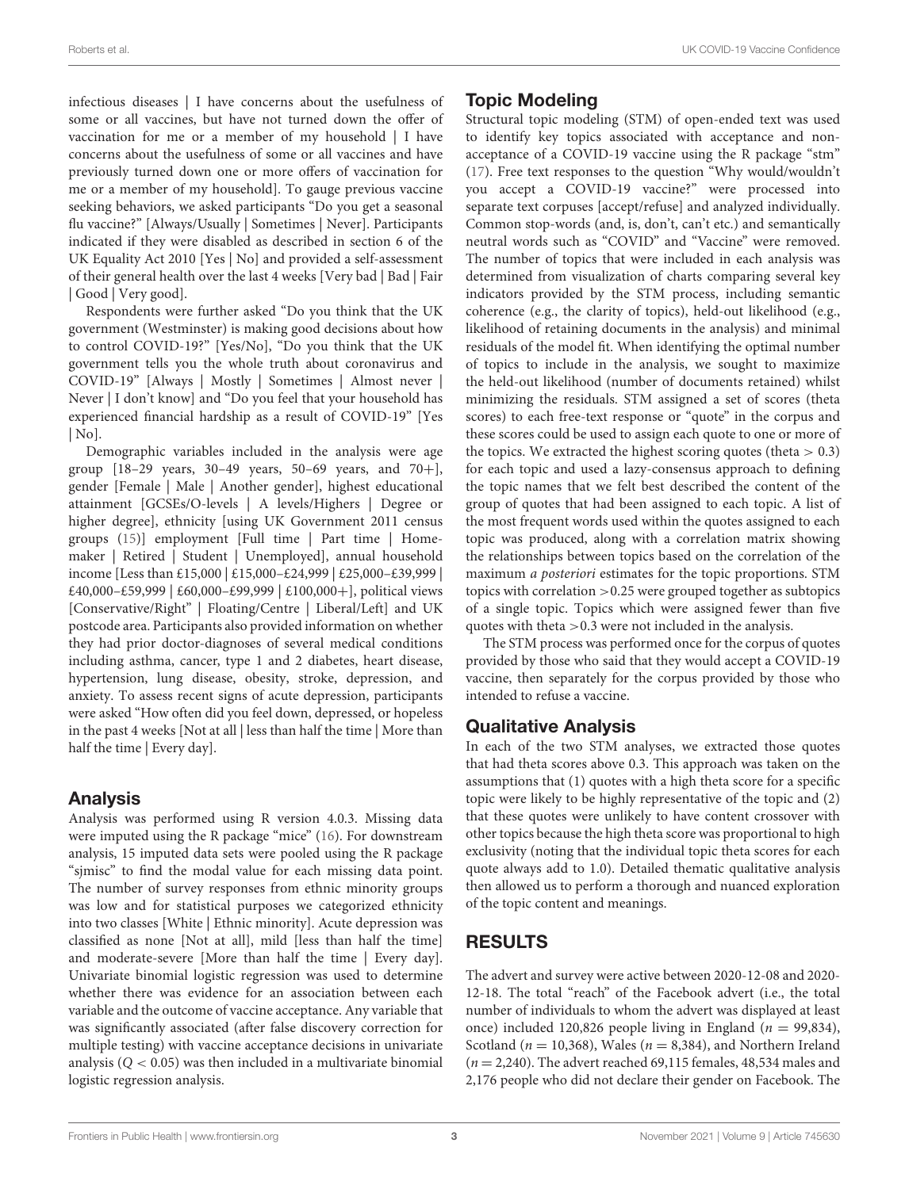infectious diseases | I have concerns about the usefulness of some or all vaccines, but have not turned down the offer of vaccination for me or a member of my household | I have concerns about the usefulness of some or all vaccines and have previously turned down one or more offers of vaccination for me or a member of my household]. To gauge previous vaccine seeking behaviors, we asked participants "Do you get a seasonal flu vaccine?" [Always/Usually | Sometimes | Never]. Participants indicated if they were disabled as described in section 6 of the UK Equality Act 2010 [Yes | No] and provided a self-assessment of their general health over the last 4 weeks [Very bad | Bad | Fair | Good | Very good].

Respondents were further asked "Do you think that the UK government (Westminster) is making good decisions about how to control COVID-19?" [Yes/No], "Do you think that the UK government tells you the whole truth about coronavirus and COVID-19" [Always | Mostly | Sometimes | Almost never | Never | I don't know] and "Do you feel that your household has experienced financial hardship as a result of COVID-19" [Yes | No].

Demographic variables included in the analysis were age group [18–29 years, 30–49 years, 50–69 years, and 70+], gender [Female | Male | Another gender], highest educational attainment [GCSEs/O-levels | A levels/Highers | Degree or higher degree], ethnicity [using UK Government 2011 census groups (15)] employment [Full time | Part time | Home-maker | Retired | Student | Unemployed], annual household income [Less than £15,000 | £15,000–£24,999 | £25,000–£39,999 | £40,000–£59,999 | £60,000–£99,999 | £100,000+], political views [Conservative/Right" | Floating/Centre | Liberal/Left] and UK postcode area. Participants also provided information on whether they had prior doctor-diagnoses of several medical conditions including asthma, cancer, type 1 and 2 diabetes, heart disease, hypertension, lung disease, obesity, stroke, depression, and anxiety. To assess recent signs of acute depression, participants were asked "How often did you feel down, depressed, or hopeless in the past 4 weeks [Not at all | less than half the time | More than half the time | Every day].

## Analysis

Analysis was performed using R version 4.0.3. Missing data were imputed using the R package "mice" (16). For downstream analysis, 15 imputed data sets were pooled using the R package "sjmisc" to find the modal value for each missing data point. The number of survey responses from ethnic minority groups was low and for statistical purposes we categorized ethnicity into two classes [White | Ethnic minority]. Acute depression was classified as none [Not at all], mild [less than half the time] and moderate-severe [More than half the time | Every day]. Univariate binomial logistic regression was used to determine whether there was evidence for an association between each variable and the outcome of vaccine acceptance. Any variable that was significantly associated (after false discovery correction for multiple testing) with vaccine acceptance decisions in univariate analysis ($Q < 0.05$) was then included in a multivariate binomial logistic regression analysis.

## Topic Modeling

Structural topic modeling (STM) of open-ended text was used to identify key topics associated with acceptance and non-acceptance of a COVID-19 vaccine using the R package "stm" (17). Free text responses to the question "Why would/wouldn't you accept a COVID-19 vaccine?" were processed into separate text corpuses [accept/refuse] and analyzed individually. Common stop-words (and, is, don't, can't etc.) and semantically neutral words such as "COVID" and "Vaccine" were removed. The number of topics that were included in each analysis was determined from visualization of charts comparing several key indicators provided by the STM process, including semantic coherence (e.g., the clarity of topics), held-out likelihood (e.g., likelihood of retaining documents in the analysis) and minimal residuals of the model fit. When identifying the optimal number of topics to include in the analysis, we sought to maximize the held-out likelihood (number of documents retained) whilst minimizing the residuals. STM assigned a set of scores (theta scores) to each free-text response or "quote" in the corpus and these scores could be used to assign each quote to one or more of the topics. We extracted the highest scoring quotes (theta $> 0.3$) for each topic and used a lazy-consensus approach to defining the topic names that we felt best described the content of the group of quotes that had been assigned to each topic. A list of the most frequent words used within the quotes assigned to each topic was produced, along with a correlation matrix showing the relationships between topics based on the correlation of the maximum *a posteriori* estimates for the topic proportions. STM topics with correlation $>0.25$ were grouped together as subtopics of a single topic. Topics which were assigned fewer than five quotes with theta $>0.3$ were not included in the analysis.

The STM process was performed once for the corpus of quotes provided by those who said that they would accept a COVID-19 vaccine, then separately for the corpus provided by those who intended to refuse a vaccine.

## Qualitative Analysis

In each of the two STM analyses, we extracted those quotes that had theta scores above 0.3. This approach was taken on the assumptions that (1) quotes with a high theta score for a specific topic were likely to be highly representative of the topic and (2) that these quotes were unlikely to have content crossover with other topics because the high theta score was proportional to high exclusivity (noting that the individual topic theta scores for each quote always add to 1.0). Detailed thematic qualitative analysis then allowed us to perform a thorough and nuanced exploration of the topic content and meanings.

# RESULTS

The advert and survey were active between 2020-12-08 and 2020-12-18. The total "reach" of the Facebook advert (i.e., the total number of individuals to whom the advert was displayed at least once) included 120,826 people living in England ($n = 99,834$), Scotland ($n = 10,368$), Wales ($n = 8,384$), and Northern Ireland ($n = 2,240$). The advert reached 69,115 females, 48,534 males and 2,176 people who did not declare their gender on Facebook. The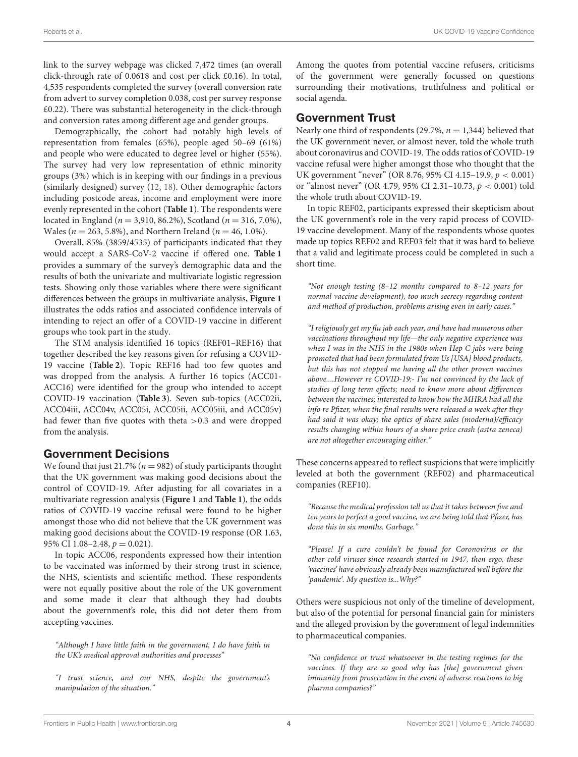link to the survey webpage was clicked 7,472 times (an overall click-through rate of 0.0618 and cost per click £0.16). In total, 4,535 respondents completed the survey (overall conversion rate from advert to survey completion 0.038, cost per survey response £0.22). There was substantial heterogeneity in the click-through and conversion rates among different age and gender groups.

Demographically, the cohort had notably high levels of representation from females (65%), people aged 50–69 (61%) and people who were educated to degree level or higher (55%). The survey had very low representation of ethnic minority groups (3%) which is in keeping with our findings in a previous (similarly designed) survey (12, 18). Other demographic factors including postcode areas, income and employment were more evenly represented in the cohort (**Table 1**). The respondents were located in England ($n = 3,910$, 86.2%), Scotland ($n = 316$, 7.0%), Wales ($n = 263$, 5.8%), and Northern Ireland ($n = 46$, 1.0%).

Overall, 85% (3859/4535) of participants indicated that they would accept a SARS-CoV-2 vaccine if offered one. **Table 1** provides a summary of the survey's demographic data and the results of both the univariate and multivariate logistic regression tests. Showing only those variables where there were significant differences between the groups in multivariate analysis, **Figure 1** illustrates the odds ratios and associated confidence intervals of intending to reject an offer of a COVID-19 vaccine in different groups who took part in the study.

The STM analysis identified 16 topics (REF01–REF16) that together described the key reasons given for refusing a COVID-19 vaccine (**Table 2**). Topic REF16 had too few quotes and was dropped from the analysis. A further 16 topics (ACC01-ACC16) were identified for the group who intended to accept COVID-19 vaccination (**Table 3**). Seven sub-topics (ACC02ii, ACC04iii, ACC04v, ACC05i, ACC05ii, ACC05iii, and ACC05v) had fewer than five quotes with theta >0.3 and were dropped from the analysis.

## Government Decisions

We found that just 21.7% ($n = 982$) of study participants thought that the UK government was making good decisions about the control of COVID-19. After adjusting for all covariates in a multivariate regression analysis (**Figure 1** and **Table 1**), the odds ratios of COVID-19 vaccine refusal were found to be higher amongst those who did not believe that the UK government was making good decisions about the COVID-19 response (OR 1.63, 95% CI 1.08–2.48, $p = 0.021$).

In topic ACC06, respondents expressed how their intention to be vaccinated was informed by their strong trust in science, the NHS, scientists and scientific method. These respondents were not equally positive about the role of the UK government and some made it clear that although they had doubts about the government's role, this did not deter them from accepting vaccines.

*"Although I have little faith in the government, I do have faith in the UK's medical approval authorities and processes"*

*"I trust science, and our NHS, despite the government's manipulation of the situation."*

Among the quotes from potential vaccine refusers, criticisms of the government were generally focussed on questions surrounding their motivations, truthfulness and political or social agenda.

## Government Trust

Nearly one third of respondents (29.7%, $n = 1,344$) believed that the UK government never, or almost never, told the whole truth about coronavirus and COVID-19. The odds ratios of COVID-19 vaccine refusal were higher amongst those who thought that the UK government "never" (OR 8.76, 95% CI 4.15–19.9, $p < 0.001$) or "almost never" (OR 4.79, 95% CI 2.31–10.73, $p < 0.001$) told the whole truth about COVID-19.

In topic REF02, participants expressed their skepticism about the UK government's role in the very rapid process of COVID-19 vaccine development. Many of the respondents whose quotes made up topics REF02 and REF03 felt that it was hard to believe that a valid and legitimate process could be completed in such a short time.

*"Not enough testing (8–12 months compared to 8–12 years for normal vaccine development), too much secrecy regarding content and method of production, problems arising even in early cases."*

*"I religiously get my flu jab each year, and have had numerous other vaccinations throughout my life—the only negative experience was when I was in the NHS in the 1980s when Hep C jabs were being promoted that had been formulated from Us [USA] blood products, but this has not stopped me having all the other proven vaccines above....However re COVID-19:- I'm not convinced by the lack of studies of long term effects; need to know more about differences between the vaccines; interested to know how the MHRA had all the info re Pfizer, when the final results were released a week after they had said it was okay; the optics of share sales (moderna)/efficacy results changing within hours of a share price crash (astra zeneca) are not altogether encouraging either."*

These concerns appeared to reflect suspicions that were implicitly leveled at both the government (REF02) and pharmaceutical companies (REF10).

*"Because the medical profession tell us that it takes between five and ten years to perfect a good vaccine, we are being told that Pfizer, has done this in six months. Garbage."*

*"Please! If a cure couldn't be found for Coronovirus or the other cold viruses since research started in 1947, then ergo, these 'vaccines' have obviously already been manufactured well before the 'pandemic'. My question is...Why?"*

Others were suspicious not only of the timeline of development, but also of the potential for personal financial gain for ministers and the alleged provision by the government of legal indemnities to pharmaceutical companies.

*"No confidence or trust whatsoever in the testing regimes for the vaccines. If they are so good why has [the] government given immunity from prosecution in the event of adverse reactions to big pharma companies?"*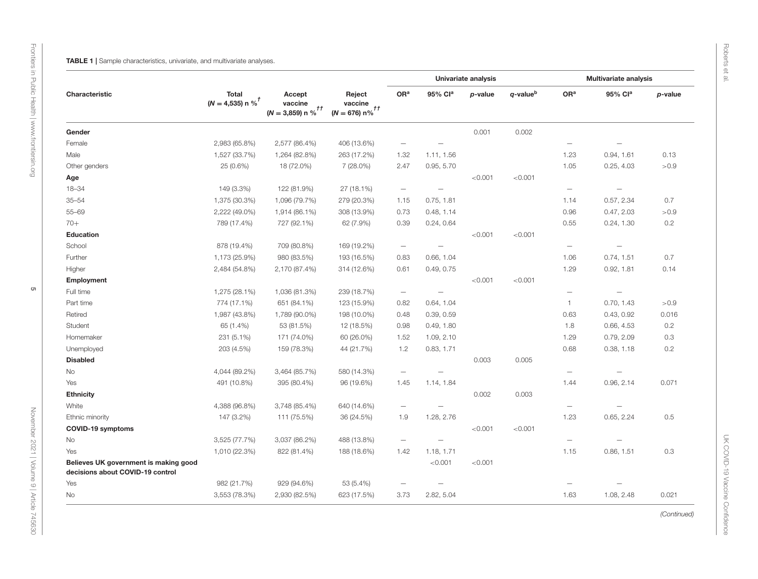**TABLE 1** | Sample characteristics, univariate, and multivariate analyses.

| | | | | Univariate analysis | | | | Multivariate analysis | | |
|---|---|---|---|---|---|---|---|---|---|---|
| **Characteristic** | **Total (N = 4,535) n %**[†] | **Accept vaccine (N = 3,859) n %**[††] | **Reject vaccine (N = 676) n%**[††] | **OR**[a] | **95% CI**[a] | ***p*-value** | ***q*-value**[b] | **OR**[a] | **95% CI**[a] | ***p*-value** |
| **Gender** | | | | | | 0.001 | 0.002 | | | |
| Female | 2,983 (65.8%) | 2,577 (86.4%) | 406 (13.6%) | — | — | | | — | — | |
| Male | 1,527 (33.7%) | 1,264 (82.8%) | 263 (17.2%) | 1.32 | 1.11, 1.56 | | | 1.23 | 0.94, 1.61 | 0.13 |
| Other genders | 25 (0.6%) | 18 (72.0%) | 7 (28.0%) | 2.47 | 0.95, 5.70 | | | 1.05 | 0.25, 4.03 | >0.9 |
| **Age** | | | | | | <0.001 | <0.001 | | | |
| 18–34 | 149 (3.3%) | 122 (81.9%) | 27 (18.1%) | — | — | | | — | — | |
| 35–54 | 1,375 (30.3%) | 1,096 (79.7%) | 279 (20.3%) | 1.15 | 0.75, 1.81 | | | 1.14 | 0.57, 2.34 | 0.7 |
| 55–69 | 2,222 (49.0%) | 1,914 (86.1%) | 308 (13.9%) | 0.73 | 0.48, 1.14 | | | 0.96 | 0.47, 2.03 | >0.9 |
| 70+ | 789 (17.4%) | 727 (92.1%) | 62 (7.9%) | 0.39 | 0.24, 0.64 | | | 0.55 | 0.24, 1.30 | 0.2 |
| **Education** | | | | | | <0.001 | <0.001 | | | |
| School | 878 (19.4%) | 709 (80.8%) | 169 (19.2%) | — | — | | | — | — | |
| Further | 1,173 (25.9%) | 980 (83.5%) | 193 (16.5%) | 0.83 | 0.66, 1.04 | | | 1.06 | 0.74, 1.51 | 0.7 |
| Higher | 2,484 (54.8%) | 2,170 (87.4%) | 314 (12.6%) | 0.61 | 0.49, 0.75 | | | 1.29 | 0.92, 1.81 | 0.14 |
| **Employment** | | | | | | <0.001 | <0.001 | | | |
| Full time | 1,275 (28.1%) | 1,036 (81.3%) | 239 (18.7%) | — | — | | | — | — | |
| Part time | 774 (17.1%) | 651 (84.1%) | 123 (15.9%) | 0.82 | 0.64, 1.04 | | | 1 | 0.70, 1.43 | >0.9 |
| Retired | 1,987 (43.8%) | 1,789 (90.0%) | 198 (10.0%) | 0.48 | 0.39, 0.59 | | | 0.63 | 0.43, 0.92 | 0.016 |
| Student | 65 (1.4%) | 53 (81.5%) | 12 (18.5%) | 0.98 | 0.49, 1.80 | | | 1.8 | 0.66, 4.53 | 0.2 |
| Homemaker | 231 (5.1%) | 171 (74.0%) | 60 (26.0%) | 1.52 | 1.09, 2.10 | | | 1.29 | 0.79, 2.09 | 0.3 |
| Unemployed | 203 (4.5%) | 159 (78.3%) | 44 (21.7%) | 1.2 | 0.83, 1.71 | | | 0.68 | 0.38, 1.18 | 0.2 |
| **Disabled** | | | | | | 0.003 | 0.005 | | | |
| No | 4,044 (89.2%) | 3,464 (85.7%) | 580 (14.3%) | — | — | | | — | — | |
| Yes | 491 (10.8%) | 395 (80.4%) | 96 (19.6%) | 1.45 | 1.14, 1.84 | | | 1.44 | 0.96, 2.14 | 0.071 |
| **Ethnicity** | | | | | | 0.002 | 0.003 | | | |
| White | 4,388 (96.8%) | 3,748 (85.4%) | 640 (14.6%) | — | — | | | — | — | |
| Ethnic minority | 147 (3.2%) | 111 (75.5%) | 36 (24.5%) | 1.9 | 1.28, 2.76 | | | 1.23 | 0.65, 2.24 | 0.5 |
| **COVID-19 symptoms** | | | | | | <0.001 | <0.001 | | | |
| No | 3,525 (77.7%) | 3,037 (86.2%) | 488 (13.8%) | — | — | | | — | — | |
| Yes | 1,010 (22.3%) | 822 (81.4%) | 188 (18.6%) | 1.42 | 1.18, 1.71 | | | 1.15 | 0.86, 1.51 | 0.3 |
| **Believes UK government is making good decisions about COVID-19 control** | | | | | <0.001 | <0.001 | | | | |
| Yes | 982 (21.7%) | 929 (94.6%) | 53 (5.4%) | — | — | | | — | — | |
| No | 3,553 (78.3%) | 2,930 (82.5%) | 623 (17.5%) | 3.73 | 2.82, 5.04 | | | 1.63 | 1.08, 2.48 | 0.021 |

*(Continued)*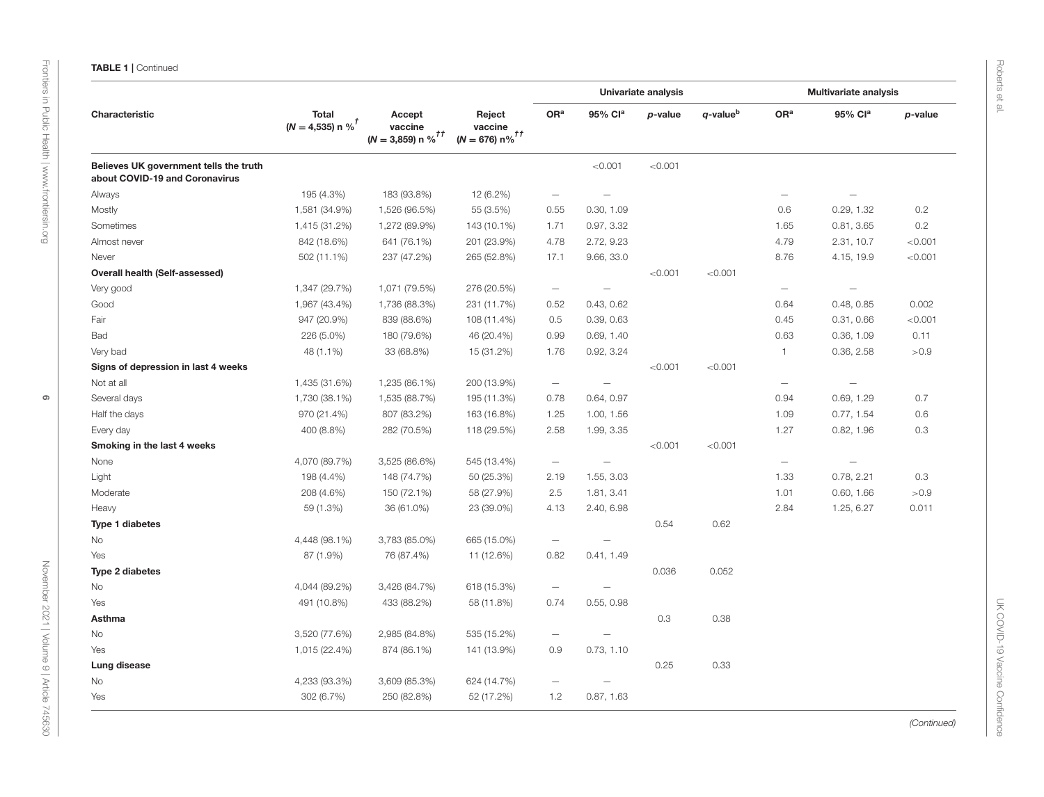**TABLE 1** | Continued

| Characteristic | Total (N = 4,535) n %[†] | Accept vaccine (N = 3,859) n %[††] | Reject vaccine (N = 676) n%[††] | Univariate analysis | | | | Multivariate analysis | | |
|---|---|---|---|---|---|---|---|---|---|---|
| | | | | OR[a] | 95% CI[a] | p-value | q-value[b] | OR[a] | 95% CI[a] | p-value |
| **Believes UK government tells the truth about COVID-19 and Coronavirus** | | | | | <0.001 | <0.001 | | | | |
| Always | 195 (4.3%) | 183 (93.8%) | 12 (6.2%) | — | — | | | — | — | |
| Mostly | 1,581 (34.9%) | 1,526 (96.5%) | 55 (3.5%) | 0.55 | 0.30, 1.09 | | | 0.6 | 0.29, 1.32 | 0.2 |
| Sometimes | 1,415 (31.2%) | 1,272 (89.9%) | 143 (10.1%) | 1.71 | 0.97, 3.32 | | | 1.65 | 0.81, 3.65 | 0.2 |
| Almost never | 842 (18.6%) | 641 (76.1%) | 201 (23.9%) | 4.78 | 2.72, 9.23 | | | 4.79 | 2.31, 10.7 | <0.001 |
| Never | 502 (11.1%) | 237 (47.2%) | 265 (52.8%) | 17.1 | 9.66, 33.0 | | | 8.76 | 4.15, 19.9 | <0.001 |
| **Overall health (Self-assessed)** | | | | | | <0.001 | <0.001 | | | |
| Very good | 1,347 (29.7%) | 1,071 (79.5%) | 276 (20.5%) | — | — | | | — | — | |
| Good | 1,967 (43.4%) | 1,736 (88.3%) | 231 (11.7%) | 0.52 | 0.43, 0.62 | | | 0.64 | 0.48, 0.85 | 0.002 |
| Fair | 947 (20.9%) | 839 (88.6%) | 108 (11.4%) | 0.5 | 0.39, 0.63 | | | 0.45 | 0.31, 0.66 | <0.001 |
| Bad | 226 (5.0%) | 180 (79.6%) | 46 (20.4%) | 0.99 | 0.69, 1.40 | | | 0.63 | 0.36, 1.09 | 0.11 |
| Very bad | 48 (1.1%) | 33 (68.8%) | 15 (31.2%) | 1.76 | 0.92, 3.24 | | | 1 | 0.36, 2.58 | >0.9 |
| **Signs of depression in last 4 weeks** | | | | | | <0.001 | <0.001 | | | |
| Not at all | 1,435 (31.6%) | 1,235 (86.1%) | 200 (13.9%) | — | — | | | — | — | |
| Several days | 1,730 (38.1%) | 1,535 (88.7%) | 195 (11.3%) | 0.78 | 0.64, 0.97 | | | 0.94 | 0.69, 1.29 | 0.7 |
| Half the days | 970 (21.4%) | 807 (83.2%) | 163 (16.8%) | 1.25 | 1.00, 1.56 | | | 1.09 | 0.77, 1.54 | 0.6 |
| Every day | 400 (8.8%) | 282 (70.5%) | 118 (29.5%) | 2.58 | 1.99, 3.35 | | | 1.27 | 0.82, 1.96 | 0.3 |
| **Smoking in the last 4 weeks** | | | | | | <0.001 | <0.001 | | | |
| None | 4,070 (89.7%) | 3,525 (86.6%) | 545 (13.4%) | — | — | | | — | — | |
| Light | 198 (4.4%) | 148 (74.7%) | 50 (25.3%) | 2.19 | 1.55, 3.03 | | | 1.33 | 0.78, 2.21 | 0.3 |
| Moderate | 208 (4.6%) | 150 (72.1%) | 58 (27.9%) | 2.5 | 1.81, 3.41 | | | 1.01 | 0.60, 1.66 | >0.9 |
| Heavy | 59 (1.3%) | 36 (61.0%) | 23 (39.0%) | 4.13 | 2.40, 6.98 | | | 2.84 | 1.25, 6.27 | 0.011 |
| **Type 1 diabetes** | | | | | | 0.54 | 0.62 | | | |
| No | 4,448 (98.1%) | 3,783 (85.0%) | 665 (15.0%) | — | — | | | | | |
| Yes | 87 (1.9%) | 76 (87.4%) | 11 (12.6%) | 0.82 | 0.41, 1.49 | | | | | |
| **Type 2 diabetes** | | | | | | 0.036 | 0.052 | | | |
| No | 4,044 (89.2%) | 3,426 (84.7%) | 618 (15.3%) | — | — | | | | | |
| Yes | 491 (10.8%) | 433 (88.2%) | 58 (11.8%) | 0.74 | 0.55, 0.98 | | | | | |
| **Asthma** | | | | | | 0.3 | 0.38 | | | |
| No | 3,520 (77.6%) | 2,985 (84.8%) | 535 (15.2%) | — | — | | | | | |
| Yes | 1,015 (22.4%) | 874 (86.1%) | 141 (13.9%) | 0.9 | 0.73, 1.10 | | | | | |
| **Lung disease** | | | | | | 0.25 | 0.33 | | | |
| No | 4,233 (93.3%) | 3,609 (85.3%) | 624 (14.7%) | — | — | | | | | |
| Yes | 302 (6.7%) | 250 (82.8%) | 52 (17.2%) | 1.2 | 0.87, 1.63 | | | | | |

*(Continued)*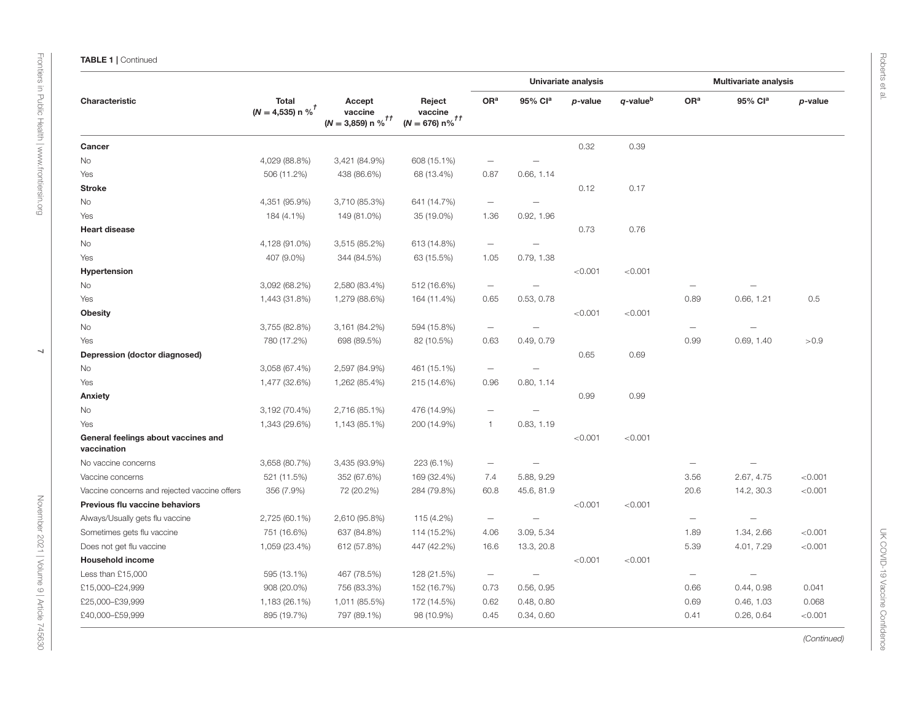**TABLE 1** | Continued

| Characteristic | Total ($N = 4{,}535$) n %[†] | Accept vaccine ($N = 3{,}859$) n %[††] | Reject vaccine ($N = 676$) n%[††] | Univariate analysis | | | | Multivariate analysis | | |
|---|---|---|---|---|---|---|---|---|---|---|
| | | | | OR[a] | 95% CI[a] | p-value | q-value[b] | OR[a] | 95% CI[a] | p-value |
| **Cancer** | | | | | | 0.32 | 0.39 | | | |
| No | 4,029 (88.8%) | 3,421 (84.9%) | 608 (15.1%) | — | — | | | | | |
| Yes | 506 (11.2%) | 438 (86.6%) | 68 (13.4%) | 0.87 | 0.66, 1.14 | | | | | |
| **Stroke** | | | | | | 0.12 | 0.17 | | | |
| No | 4,351 (95.9%) | 3,710 (85.3%) | 641 (14.7%) | — | — | | | | | |
| Yes | 184 (4.1%) | 149 (81.0%) | 35 (19.0%) | 1.36 | 0.92, 1.96 | | | | | |
| **Heart disease** | | | | | | 0.73 | 0.76 | | | |
| No | 4,128 (91.0%) | 3,515 (85.2%) | 613 (14.8%) | — | — | | | | | |
| Yes | 407 (9.0%) | 344 (84.5%) | 63 (15.5%) | 1.05 | 0.79, 1.38 | | | | | |
| **Hypertension** | | | | | | <0.001 | <0.001 | | | |
| No | 3,092 (68.2%) | 2,580 (83.4%) | 512 (16.6%) | — | — | | | — | — | |
| Yes | 1,443 (31.8%) | 1,279 (88.6%) | 164 (11.4%) | 0.65 | 0.53, 0.78 | | | 0.89 | 0.66, 1.21 | 0.5 |
| **Obesity** | | | | | | <0.001 | <0.001 | | | |
| No | 3,755 (82.8%) | 3,161 (84.2%) | 594 (15.8%) | — | — | | | — | — | |
| Yes | 780 (17.2%) | 698 (89.5%) | 82 (10.5%) | 0.63 | 0.49, 0.79 | | | 0.99 | 0.69, 1.40 | >0.9 |
| **Depression (doctor diagnosed)** | | | | | | 0.65 | 0.69 | | | |
| No | 3,058 (67.4%) | 2,597 (84.9%) | 461 (15.1%) | — | — | | | | | |
| Yes | 1,477 (32.6%) | 1,262 (85.4%) | 215 (14.6%) | 0.96 | 0.80, 1.14 | | | | | |
| **Anxiety** | | | | | | 0.99 | 0.99 | | | |
| No | 3,192 (70.4%) | 2,716 (85.1%) | 476 (14.9%) | — | — | | | | | |
| Yes | 1,343 (29.6%) | 1,143 (85.1%) | 200 (14.9%) | 1 | 0.83, 1.19 | | | | | |
| **General feelings about vaccines and vaccination** | | | | | | <0.001 | <0.001 | | | |
| No vaccine concerns | 3,658 (80.7%) | 3,435 (93.9%) | 223 (6.1%) | — | — | | | — | — | |
| Vaccine concerns | 521 (11.5%) | 352 (67.6%) | 169 (32.4%) | 7.4 | 5.88, 9.29 | | | 3.56 | 2.67, 4.75 | <0.001 |
| Vaccine concerns and rejected vaccine offers | 356 (7.9%) | 72 (20.2%) | 284 (79.8%) | 60.8 | 45.6, 81.9 | | | 20.6 | 14.2, 30.3 | <0.001 |
| **Previous flu vaccine behaviors** | | | | | | <0.001 | <0.001 | | | |
| Always/Usually gets flu vaccine | 2,725 (60.1%) | 2,610 (95.8%) | 115 (4.2%) | — | — | | | — | — | |
| Sometimes gets flu vaccine | 751 (16.6%) | 637 (84.8%) | 114 (15.2%) | 4.06 | 3.09, 5.34 | | | 1.89 | 1.34, 2.66 | <0.001 |
| Does not get flu vaccine | 1,059 (23.4%) | 612 (57.8%) | 447 (42.2%) | 16.6 | 13.3, 20.8 | | | 5.39 | 4.01, 7.29 | <0.001 |
| **Household income** | | | | | | <0.001 | <0.001 | | | |
| Less than £15,000 | 595 (13.1%) | 467 (78.5%) | 128 (21.5%) | — | — | | | — | — | |
| £15,000–£24,999 | 908 (20.0%) | 756 (83.3%) | 152 (16.7%) | 0.73 | 0.56, 0.95 | | | 0.66 | 0.44, 0.98 | 0.041 |
| £25,000–£39,999 | 1,183 (26.1%) | 1,011 (85.5%) | 172 (14.5%) | 0.62 | 0.48, 0.80 | | | 0.69 | 0.46, 1.03 | 0.068 |
| £40,000–£59,999 | 895 (19.7%) | 797 (89.1%) | 98 (10.9%) | 0.45 | 0.34, 0.60 | | | 0.41 | 0.26, 0.64 | <0.001 |

*(Continued)*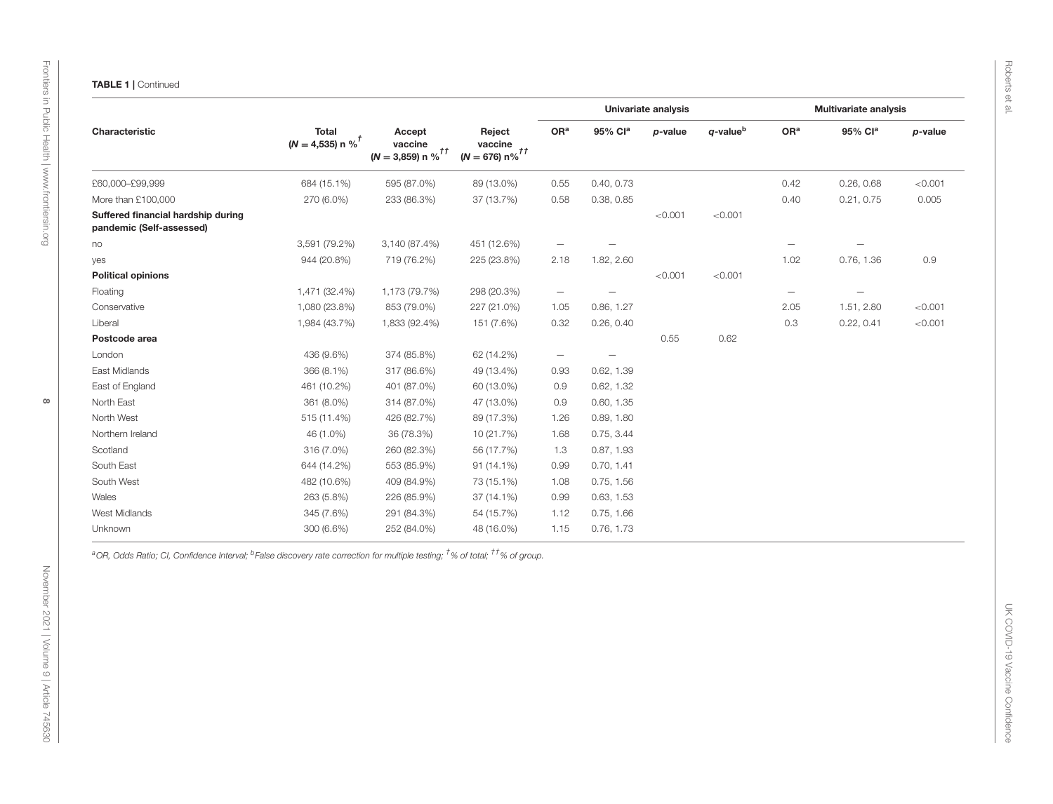**TABLE 1** | Continued

| Characteristic | Total ($N = 4,535$) n %[†] | Accept vaccine ($N = 3,859$) n %[††] | Reject vaccine ($N = 676$) n%[††] | Univariate analysis | | | | Multivariate analysis | | |
|---|---|---|---|---|---|---|---|---|---|---|
| | | | | OR[a] | 95% CI[a] | *p*-value | *q*-value[b] | OR[a] | 95% CI[a] | *p*-value |
| £60,000–£99,999 | 684 (15.1%) | 595 (87.0%) | 89 (13.0%) | 0.55 | 0.40, 0.73 | | | 0.42 | 0.26, 0.68 | <0.001 |
| More than £100,000 | 270 (6.0%) | 233 (86.3%) | 37 (13.7%) | 0.58 | 0.38, 0.85 | | | 0.40 | 0.21, 0.75 | 0.005 |
| **Suffered financial hardship during pandemic (Self-assessed)** | | | | | | <0.001 | <0.001 | | | |
| no | 3,591 (79.2%) | 3,140 (87.4%) | 451 (12.6%) | — | — | | | — | — | |
| yes | 944 (20.8%) | 719 (76.2%) | 225 (23.8%) | 2.18 | 1.82, 2.60 | | | 1.02 | 0.76, 1.36 | 0.9 |
| **Political opinions** | | | | | | <0.001 | <0.001 | | | |
| Floating | 1,471 (32.4%) | 1,173 (79.7%) | 298 (20.3%) | — | — | | | — | — | |
| Conservative | 1,080 (23.8%) | 853 (79.0%) | 227 (21.0%) | 1.05 | 0.86, 1.27 | | | 2.05 | 1.51, 2.80 | <0.001 |
| Liberal | 1,984 (43.7%) | 1,833 (92.4%) | 151 (7.6%) | 0.32 | 0.26, 0.40 | | | 0.3 | 0.22, 0.41 | <0.001 |
| **Postcode area** | | | | | | 0.55 | 0.62 | | | |
| London | 436 (9.6%) | 374 (85.8%) | 62 (14.2%) | — | — | | | | | |
| East Midlands | 366 (8.1%) | 317 (86.6%) | 49 (13.4%) | 0.93 | 0.62, 1.39 | | | | | |
| East of England | 461 (10.2%) | 401 (87.0%) | 60 (13.0%) | 0.9 | 0.62, 1.32 | | | | | |
| North East | 361 (8.0%) | 314 (87.0%) | 47 (13.0%) | 0.9 | 0.60, 1.35 | | | | | |
| North West | 515 (11.4%) | 426 (82.7%) | 89 (17.3%) | 1.26 | 0.89, 1.80 | | | | | |
| Northern Ireland | 46 (1.0%) | 36 (78.3%) | 10 (21.7%) | 1.68 | 0.75, 3.44 | | | | | |
| Scotland | 316 (7.0%) | 260 (82.3%) | 56 (17.7%) | 1.3 | 0.87, 1.93 | | | | | |
| South East | 644 (14.2%) | 553 (85.9%) | 91 (14.1%) | 0.99 | 0.70, 1.41 | | | | | |
| South West | 482 (10.6%) | 409 (84.9%) | 73 (15.1%) | 1.08 | 0.75, 1.56 | | | | | |
| Wales | 263 (5.8%) | 226 (85.9%) | 37 (14.1%) | 0.99 | 0.63, 1.53 | | | | | |
| West Midlands | 345 (7.6%) | 291 (84.3%) | 54 (15.7%) | 1.12 | 0.75, 1.66 | | | | | |
| Unknown | 300 (6.6%) | 252 (84.0%) | 48 (16.0%) | 1.15 | 0.76, 1.73 | | | | | |

[a]*OR, Odds Ratio; CI, Confidence Interval;* [b]*False discovery rate correction for multiple testing;* [†]*% of total;* [††]*% of group.*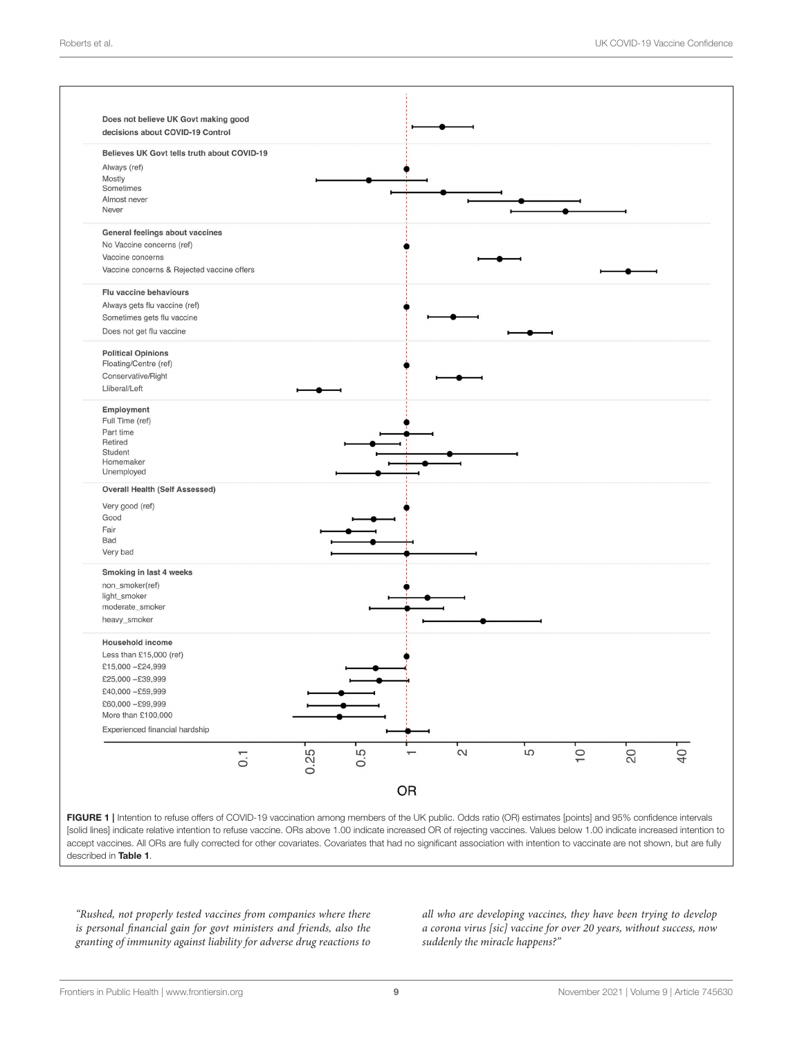FIGURE 1 | Intention to refuse offers of COVID-19 vaccination among members of the UK public. Odds ratio (OR) estimates [points] and 95% confidence intervals [solid lines] indicate relative intention to refuse vaccine. ORs above 1.00 indicate increased OR of rejecting vaccines. Values below 1.00 indicate increased intention to accept vaccines. All ORs are fully corrected for other covariates. Covariates that had no significant association with intention to vaccinate are not shown, but are fully described in **Table 1**.

*"Rushed, not properly tested vaccines from companies where there is personal financial gain for govt ministers and friends, also the granting of immunity against liability for adverse drug reactions to all who are developing vaccines, they have been trying to develop a corona virus [sic] vaccine for over 20 years, without success, now suddenly the miracle happens?"*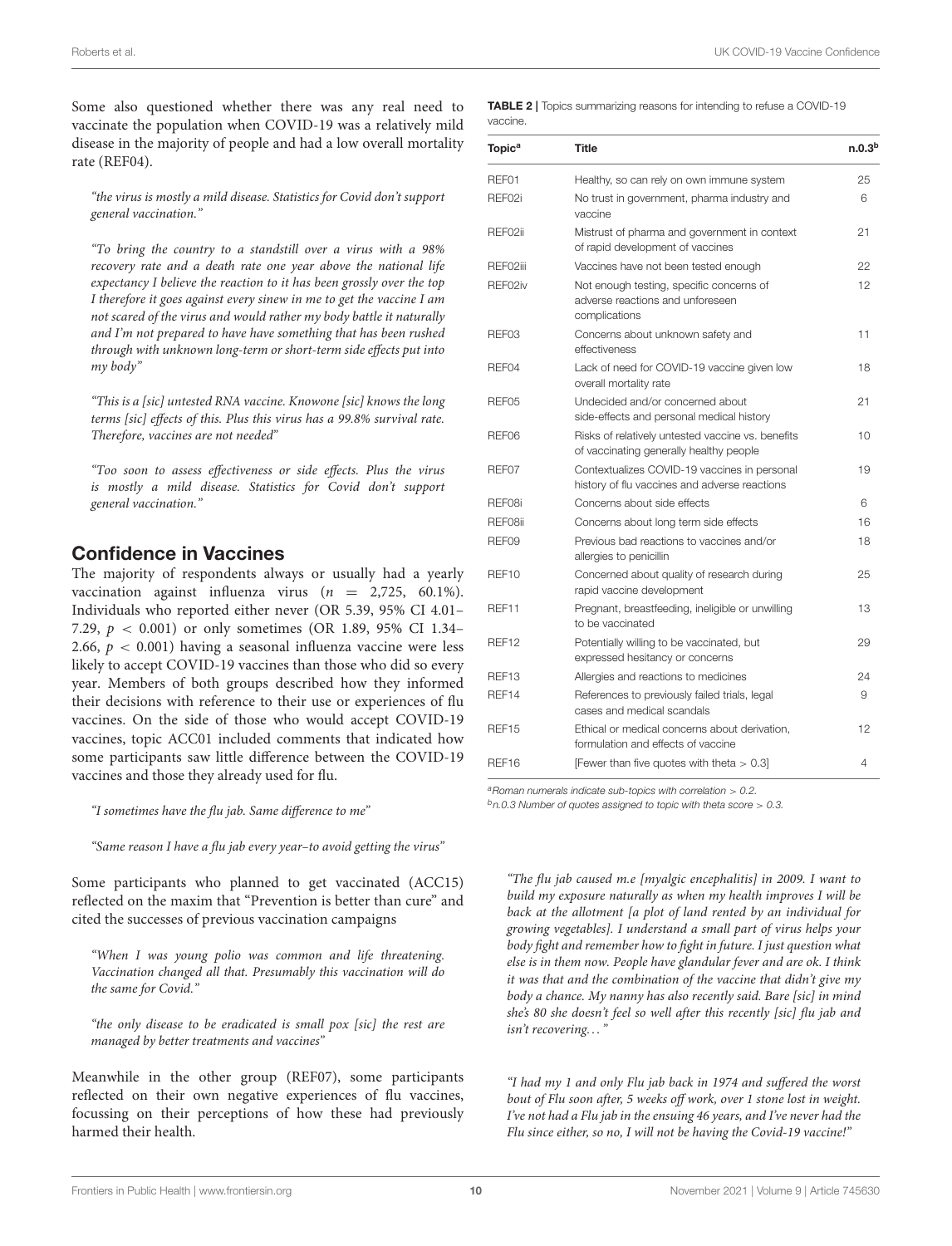Some also questioned whether there was any real need to vaccinate the population when COVID-19 was a relatively mild disease in the majority of people and had a low overall mortality rate (REF04).

*"the virus is mostly a mild disease. Statistics for Covid don't support general vaccination."*

*"To bring the country to a standstill over a virus with a 98% recovery rate and a death rate one year above the national life expectancy I believe the reaction to it has been grossly over the top I therefore it goes against every sinew in me to get the vaccine I am not scared of the virus and would rather my body battle it naturally and I'm not prepared to have have something that has been rushed through with unknown long-term or short-term side effects put into my body"*

*"This is a [sic] untested RNA vaccine. Knowone [sic] knows the long terms [sic] effects of this. Plus this virus has a 99.8% survival rate. Therefore, vaccines are not needed"*

*"Too soon to assess effectiveness or side effects. Plus the virus is mostly a mild disease. Statistics for Covid don't support general vaccination."*

## Confidence in Vaccines

The majority of respondents always or usually had a yearly vaccination against influenza virus ($n$ = 2,725, 60.1%). Individuals who reported either never (OR 5.39, 95% CI 4.01–7.29, $p < 0.001$) or only sometimes (OR 1.89, 95% CI 1.34–2.66, $p < 0.001$) having a seasonal influenza vaccine were less likely to accept COVID-19 vaccines than those who did so every year. Members of both groups described how they informed their decisions with reference to their use or experiences of flu vaccines. On the side of those who would accept COVID-19 vaccines, topic ACC01 included comments that indicated how some participants saw little difference between the COVID-19 vaccines and those they already used for flu.

*"I sometimes have the flu jab. Same difference to me"*

*"Same reason I have a flu jab every year–to avoid getting the virus"*

Some participants who planned to get vaccinated (ACC15) reflected on the maxim that "Prevention is better than cure" and cited the successes of previous vaccination campaigns

*"When I was young polio was common and life threatening. Vaccination changed all that. Presumably this vaccination will do the same for Covid."*

*"the only disease to be eradicated is small pox [sic] the rest are managed by better treatments and vaccines"*

Meanwhile in the other group (REF07), some participants reflected on their own negative experiences of flu vaccines, focussing on their perceptions of how these had previously harmed their health.

**TABLE 2** | Topics summarizing reasons for intending to refuse a COVID-19 vaccine.

| Topic[a] | Title | n.0.3[b] |
|---|---|---|
| REF01 | Healthy, so can rely on own immune system | 25 |
| REF02i | No trust in government, pharma industry and vaccine | 6 |
| REF02ii | Mistrust of pharma and government in context of rapid development of vaccines | 21 |
| REF02iii | Vaccines have not been tested enough | 22 |
| REF02iv | Not enough testing, specific concerns of adverse reactions and unforeseen complications | 12 |
| REF03 | Concerns about unknown safety and effectiveness | 11 |
| REF04 | Lack of need for COVID-19 vaccine given low overall mortality rate | 18 |
| REF05 | Undecided and/or concerned about side-effects and personal medical history | 21 |
| REF06 | Risks of relatively untested vaccine vs. benefits of vaccinating generally healthy people | 10 |
| REF07 | Contextualizes COVID-19 vaccines in personal history of flu vaccines and adverse reactions | 19 |
| REF08i | Concerns about side effects | 6 |
| REF08ii | Concerns about long term side effects | 16 |
| REF09 | Previous bad reactions to vaccines and/or allergies to penicillin | 18 |
| REF10 | Concerned about quality of research during rapid vaccine development | 25 |
| REF11 | Pregnant, breastfeeding, ineligible or unwilling to be vaccinated | 13 |
| REF12 | Potentially willing to be vaccinated, but expressed hesitancy or concerns | 29 |
| REF13 | Allergies and reactions to medicines | 24 |
| REF14 | References to previously failed trials, legal cases and medical scandals | 9 |
| REF15 | Ethical or medical concerns about derivation, formulation and effects of vaccine | 12 |
| REF16 | [Fewer than five quotes with theta > 0.3] | 4 |

[a]Roman numerals indicate sub-topics with correlation > 0.2.
[b]n.0.3 Number of quotes assigned to topic with theta score > 0.3.

*"The flu jab caused m.e [myalgic encephalitis] in 2009. I want to build my exposure naturally as when my health improves I will be back at the allotment [a plot of land rented by an individual for growing vegetables]. I understand a small part of virus helps your body fight and remember how to fight in future. I just question what else is in them now. People have glandular fever and are ok. I think it was that and the combination of the vaccine that didn't give my body a chance. My nanny has also recently said. Bare [sic] in mind she's 80 she doesn't feel so well after this recently [sic] flu jab and isn't recovering…"*

*"I had my 1 and only Flu jab back in 1974 and suffered the worst bout of Flu soon after, 5 weeks off work, over 1 stone lost in weight. I've not had a Flu jab in the ensuing 46 years, and I've never had the Flu since either, so no, I will not be having the Covid-19 vaccine!"*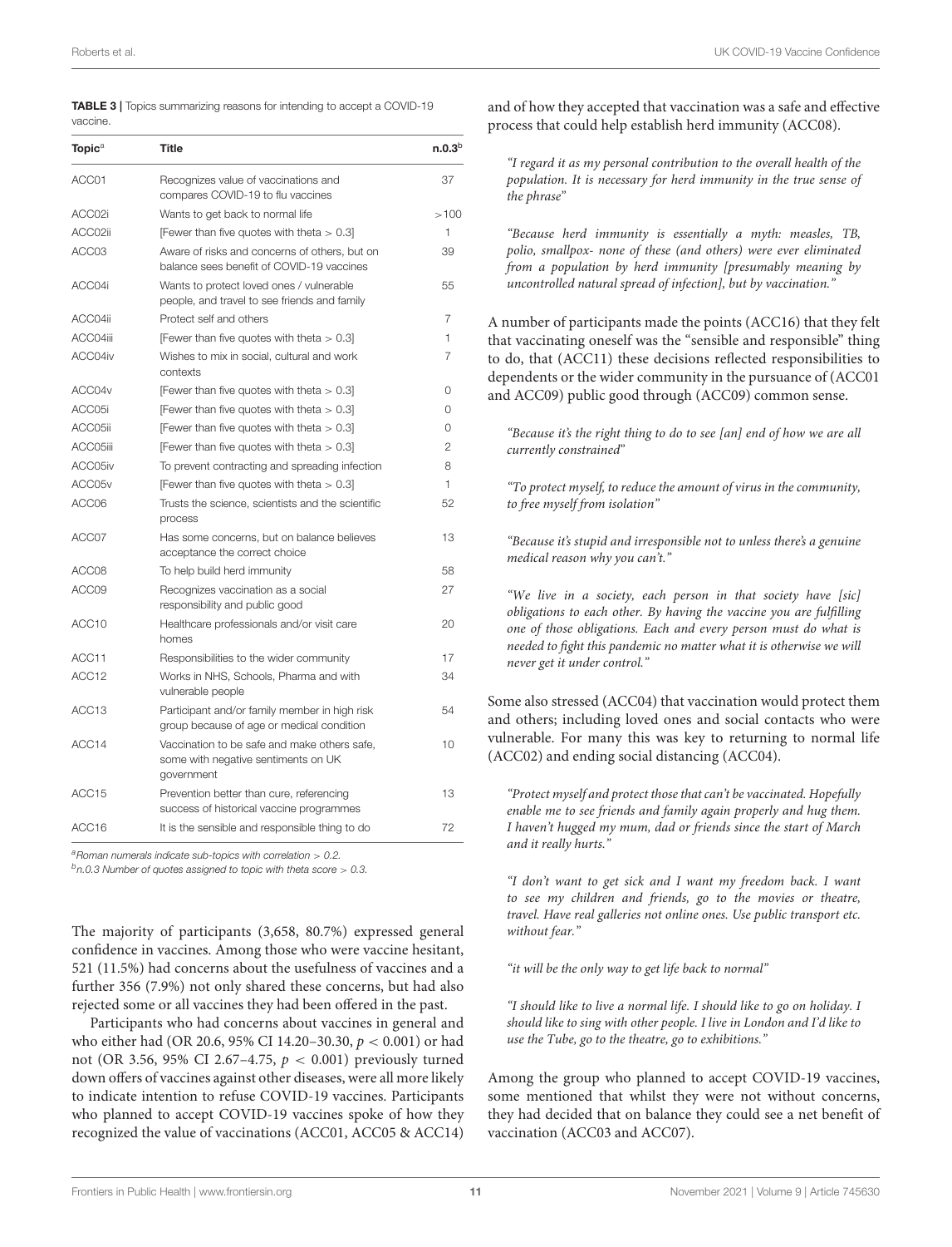**TABLE 3** | Topics summarizing reasons for intending to accept a COVID-19 vaccine.

| Topic[a] | Title | n.0.3[b] |
|---|---|---|
| ACC01 | Recognizes value of vaccinations and compares COVID-19 to flu vaccines | 37 |
| ACC02i | Wants to get back to normal life | >100 |
| ACC02ii | [Fewer than five quotes with theta > 0.3] | 1 |
| ACC03 | Aware of risks and concerns of others, but on balance sees benefit of COVID-19 vaccines | 39 |
| ACC04i | Wants to protect loved ones / vulnerable people, and travel to see friends and family | 55 |
| ACC04ii | Protect self and others | 7 |
| ACC04iii | [Fewer than five quotes with theta > 0.3] | 1 |
| ACC04iv | Wishes to mix in social, cultural and work contexts | 7 |
| ACC04v | [Fewer than five quotes with theta > 0.3] | 0 |
| ACC05i | [Fewer than five quotes with theta > 0.3] | 0 |
| ACC05ii | [Fewer than five quotes with theta > 0.3] | 0 |
| ACC05iii | [Fewer than five quotes with theta > 0.3] | 2 |
| ACC05iv | To prevent contracting and spreading infection | 8 |
| ACC05v | [Fewer than five quotes with theta > 0.3] | 1 |
| ACC06 | Trusts the science, scientists and the scientific process | 52 |
| ACC07 | Has some concerns, but on balance believes acceptance the correct choice | 13 |
| ACC08 | To help build herd immunity | 58 |
| ACC09 | Recognizes vaccination as a social responsibility and public good | 27 |
| ACC10 | Healthcare professionals and/or visit care homes | 20 |
| ACC11 | Responsibilities to the wider community | 17 |
| ACC12 | Works in NHS, Schools, Pharma and with vulnerable people | 34 |
| ACC13 | Participant and/or family member in high risk group because of age or medical condition | 54 |
| ACC14 | Vaccination to be safe and make others safe, some with negative sentiments on UK government | 10 |
| ACC15 | Prevention better than cure, referencing success of historical vaccine programmes | 13 |
| ACC16 | It is the sensible and responsible thing to do | 72 |

[a]Roman numerals indicate sub-topics with correlation > 0.2.
[b]n.0.3 Number of quotes assigned to topic with theta score > 0.3.

The majority of participants (3,658, 80.7%) expressed general confidence in vaccines. Among those who were vaccine hesitant, 521 (11.5%) had concerns about the usefulness of vaccines and a further 356 (7.9%) not only shared these concerns, but had also rejected some or all vaccines they had been offered in the past.

Participants who had concerns about vaccines in general and who either had (OR 20.6, 95% CI 14.20–30.30, $p < 0.001$) or had not (OR 3.56, 95% CI 2.67–4.75, $p < 0.001$) previously turned down offers of vaccines against other diseases, were all more likely to indicate intention to refuse COVID-19 vaccines. Participants who planned to accept COVID-19 vaccines spoke of how they recognized the value of vaccinations (ACC01, ACC05 & ACC14) and of how they accepted that vaccination was a safe and effective process that could help establish herd immunity (ACC08).

> *"I regard it as my personal contribution to the overall health of the population. It is necessary for herd immunity in the true sense of the phrase"*

> *"Because herd immunity is essentially a myth: measles, TB, polio, smallpox- none of these (and others) were ever eliminated from a population by herd immunity [presumably meaning by uncontrolled natural spread of infection], but by vaccination."*

A number of participants made the points (ACC16) that they felt that vaccinating oneself was the "sensible and responsible" thing to do, that (ACC11) these decisions reflected responsibilities to dependents or the wider community in the pursuance of (ACC01 and ACC09) public good through (ACC09) common sense.

> *"Because it's the right thing to do to see [an] end of how we are all currently constrained"*

> *"To protect myself, to reduce the amount of virus in the community, to free myself from isolation"*

> *"Because it's stupid and irresponsible not to unless there's a genuine medical reason why you can't."*

> *"We live in a society, each person in that society have [sic] obligations to each other. By having the vaccine you are fulfilling one of those obligations. Each and every person must do what is needed to fight this pandemic no matter what it is otherwise we will never get it under control."*

Some also stressed (ACC04) that vaccination would protect them and others; including loved ones and social contacts who were vulnerable. For many this was key to returning to normal life (ACC02) and ending social distancing (ACC04).

> *"Protect myself and protect those that can't be vaccinated. Hopefully enable me to see friends and family again properly and hug them. I haven't hugged my mum, dad or friends since the start of March and it really hurts."*

> *"I don't want to get sick and I want my freedom back. I want to see my children and friends, go to the movies or theatre, travel. Have real galleries not online ones. Use public transport etc. without fear."*

> *"it will be the only way to get life back to normal"*

> *"I should like to live a normal life. I should like to go on holiday. I should like to sing with other people. I live in London and I'd like to use the Tube, go to the theatre, go to exhibitions."*

Among the group who planned to accept COVID-19 vaccines, some mentioned that whilst they were not without concerns, they had decided that on balance they could see a net benefit of vaccination (ACC03 and ACC07).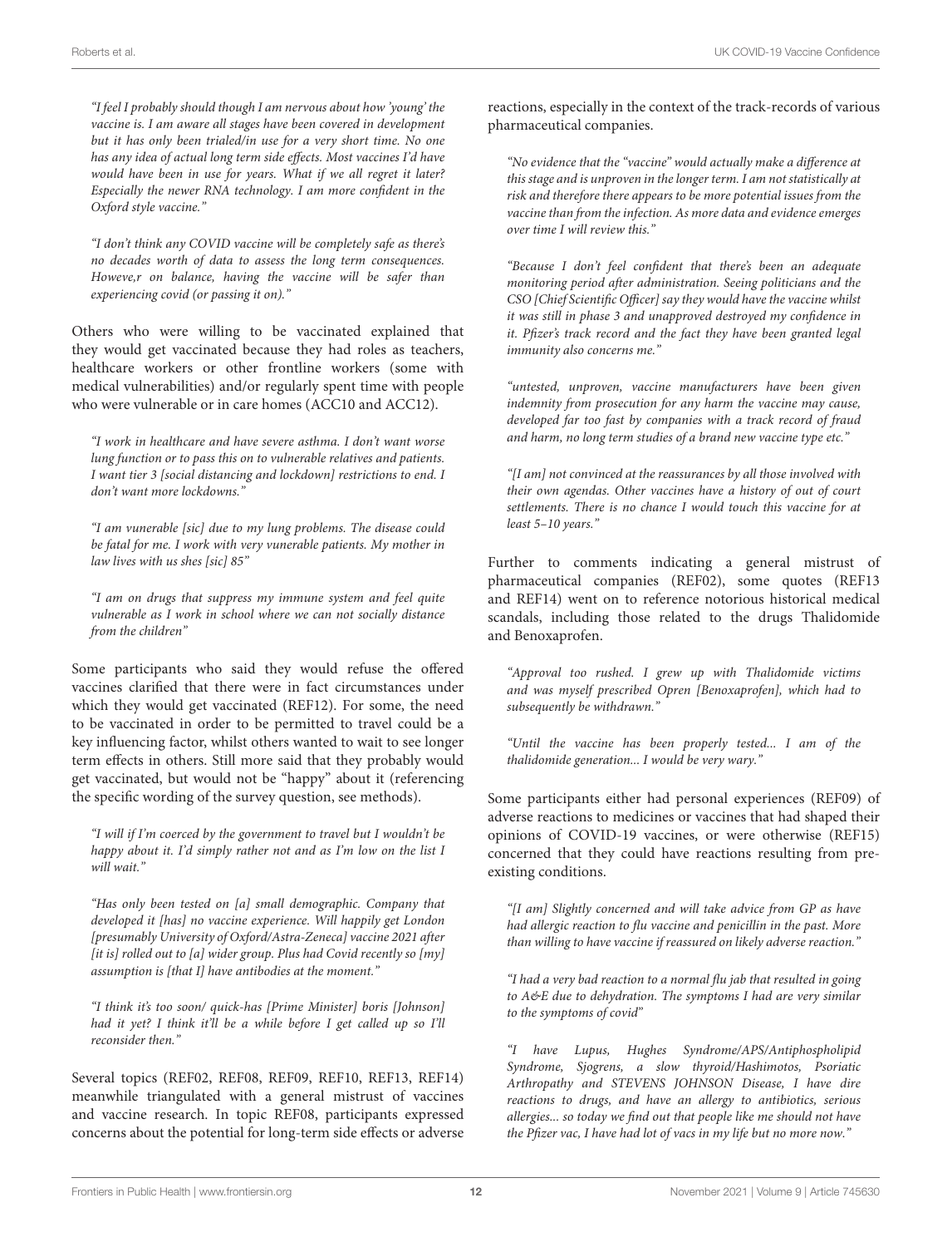*"I feel I probably should though I am nervous about how 'young' the vaccine is. I am aware all stages have been covered in development but it has only been trialed/in use for a very short time. No one has any idea of actual long term side effects. Most vaccines I'd have would have been in use for years. What if we all regret it later? Especially the newer RNA technology. I am more confident in the Oxford style vaccine."*

*"I don't think any COVID vaccine will be completely safe as there's no decades worth of data to assess the long term consequences. Howeve,r on balance, having the vaccine will be safer than experiencing covid (or passing it on)."*

Others who were willing to be vaccinated explained that they would get vaccinated because they had roles as teachers, healthcare workers or other frontline workers (some with medical vulnerabilities) and/or regularly spent time with people who were vulnerable or in care homes (ACC10 and ACC12).

*"I work in healthcare and have severe asthma. I don't want worse lung function or to pass this on to vulnerable relatives and patients. I want tier 3 [social distancing and lockdown] restrictions to end. I don't want more lockdowns."*

*"I am vunerable [sic] due to my lung problems. The disease could be fatal for me. I work with very vunerable patients. My mother in law lives with us shes [sic] 85"*

*"I am on drugs that suppress my immune system and feel quite vulnerable as I work in school where we can not socially distance from the children"*

Some participants who said they would refuse the offered vaccines clarified that there were in fact circumstances under which they would get vaccinated (REF12). For some, the need to be vaccinated in order to be permitted to travel could be a key influencing factor, whilst others wanted to wait to see longer term effects in others. Still more said that they probably would get vaccinated, but would not be "happy" about it (referencing the specific wording of the survey question, see methods).

*"I will if I'm coerced by the government to travel but I wouldn't be happy about it. I'd simply rather not and as I'm low on the list I will wait."*

*"Has only been tested on [a] small demographic. Company that developed it [has] no vaccine experience. Will happily get London [presumably University of Oxford/Astra-Zeneca] vaccine 2021 after [it is] rolled out to [a] wider group. Plus had Covid recently so [my] assumption is [that I] have antibodies at the moment."*

*"I think it's too soon/ quick-has [Prime Minister] boris [Johnson] had it yet? I think it'll be a while before I get called up so I'll reconsider then."*

Several topics (REF02, REF08, REF09, REF10, REF13, REF14) meanwhile triangulated with a general mistrust of vaccines and vaccine research. In topic REF08, participants expressed concerns about the potential for long-term side effects or adverse reactions, especially in the context of the track-records of various pharmaceutical companies.

*"No evidence that the "vaccine" would actually make a difference at this stage and is unproven in the longer term. I am not statistically at risk and therefore there appears to be more potential issues from the vaccine than from the infection. As more data and evidence emerges over time I will review this."*

*"Because I don't feel confident that there's been an adequate monitoring period after administration. Seeing politicians and the CSO [Chief Scientific Officer] say they would have the vaccine whilst it was still in phase 3 and unapproved destroyed my confidence in it. Pfizer's track record and the fact they have been granted legal immunity also concerns me."*

*"untested, unproven, vaccine manufacturers have been given indemnity from prosecution for any harm the vaccine may cause, developed far too fast by companies with a track record of fraud and harm, no long term studies of a brand new vaccine type etc."*

*"[I am] not convinced at the reassurances by all those involved with their own agendas. Other vaccines have a history of out of court settlements. There is no chance I would touch this vaccine for at least 5–10 years."*

Further to comments indicating a general mistrust of pharmaceutical companies (REF02), some quotes (REF13 and REF14) went on to reference notorious historical medical scandals, including those related to the drugs Thalidomide and Benoxaprofen.

*"Approval too rushed. I grew up with Thalidomide victims and was myself prescribed Opren [Benoxaprofen], which had to subsequently be withdrawn."*

*"Until the vaccine has been properly tested... I am of the thalidomide generation... I would be very wary."*

Some participants either had personal experiences (REF09) of adverse reactions to medicines or vaccines that had shaped their opinions of COVID-19 vaccines, or were otherwise (REF15) concerned that they could have reactions resulting from pre-existing conditions.

*"[I am] Slightly concerned and will take advice from GP as have had allergic reaction to flu vaccine and penicillin in the past. More than willing to have vaccine if reassured on likely adverse reaction."*

*"I had a very bad reaction to a normal flu jab that resulted in going to A&E due to dehydration. The symptoms I had are very similar to the symptoms of covid"*

*"I have Lupus, Hughes Syndrome/APS/Antiphospholipid Syndrome, Sjogrens, a slow thyroid/Hashimotos, Psoriatic Arthropathy and STEVENS JOHNSON Disease, I have dire reactions to drugs, and have an allergy to antibiotics, serious allergies... so today we find out that people like me should not have the Pfizer vac, I have had lot of vacs in my life but no more now."*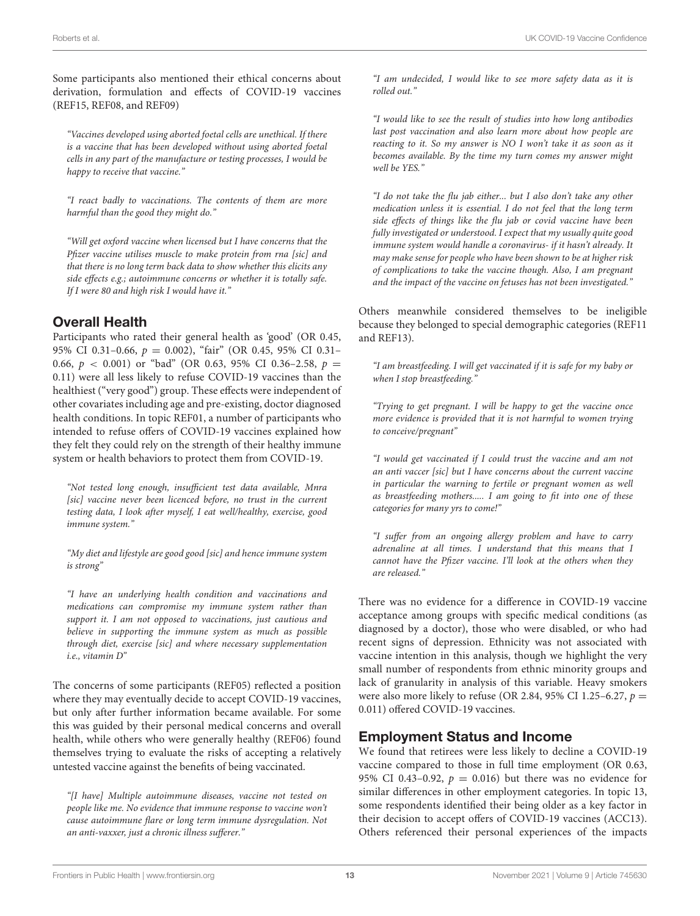Some participants also mentioned their ethical concerns about derivation, formulation and effects of COVID-19 vaccines (REF15, REF08, and REF09)

> *"Vaccines developed using aborted foetal cells are unethical. If there is a vaccine that has been developed without using aborted foetal cells in any part of the manufacture or testing processes, I would be happy to receive that vaccine."*

> *"I react badly to vaccinations. The contents of them are more harmful than the good they might do."*

> *"Will get oxford vaccine when licensed but I have concerns that the Pfizer vaccine utilises muscle to make protein from rna [sic] and that there is no long term back data to show whether this elicits any side effects e.g.; autoimmune concerns or whether it is totally safe. If I were 80 and high risk I would have it."*

## Overall Health

Participants who rated their general health as 'good' (OR 0.45, 95% CI 0.31–0.66, $p = 0.002$), "fair" (OR 0.45, 95% CI 0.31–0.66, $p < 0.001$) or "bad" (OR 0.63, 95% CI 0.36–2.58, $p = 0.11$) were all less likely to refuse COVID-19 vaccines than the healthiest ("very good") group. These effects were independent of other covariates including age and pre-existing, doctor diagnosed health conditions. In topic REF01, a number of participants who intended to refuse offers of COVID-19 vaccines explained how they felt they could rely on the strength of their healthy immune system or health behaviors to protect them from COVID-19.

> *"Not tested long enough, insufficient test data available, Mnra [sic] vaccine never been licenced before, no trust in the current testing data, I look after myself, I eat well/healthy, exercise, good immune system."*

> *"My diet and lifestyle are good good [sic] and hence immune system is strong"*

> *"I have an underlying health condition and vaccinations and medications can compromise my immune system rather than support it. I am not opposed to vaccinations, just cautious and believe in supporting the immune system as much as possible through diet, exercise [sic] and where necessary supplementation i.e., vitamin D"*

The concerns of some participants (REF05) reflected a position where they may eventually decide to accept COVID-19 vaccines, but only after further information became available. For some this was guided by their personal medical concerns and overall health, while others who were generally healthy (REF06) found themselves trying to evaluate the risks of accepting a relatively untested vaccine against the benefits of being vaccinated.

> *"[I have] Multiple autoimmune diseases, vaccine not tested on people like me. No evidence that immune response to vaccine won't cause autoimmune flare or long term immune dysregulation. Not an anti-vaxxer, just a chronic illness sufferer."*

> *"I am undecided, I would like to see more safety data as it is rolled out."*

> *"I would like to see the result of studies into how long antibodies last post vaccination and also learn more about how people are reacting to it. So my answer is NO I won't take it as soon as it becomes available. By the time my turn comes my answer might well be YES."*

> *"I do not take the flu jab either... but I also don't take any other medication unless it is essential. I do not feel that the long term side effects of things like the flu jab or covid vaccine have been fully investigated or understood. I expect that my usually quite good immune system would handle a coronavirus- if it hasn't already. It may make sense for people who have been shown to be at higher risk of complications to take the vaccine though. Also, I am pregnant and the impact of the vaccine on fetuses has not been investigated."*

Others meanwhile considered themselves to be ineligible because they belonged to special demographic categories (REF11 and REF13).

> *"I am breastfeeding. I will get vaccinated if it is safe for my baby or when I stop breastfeeding."*

> *"Trying to get pregnant. I will be happy to get the vaccine once more evidence is provided that it is not harmful to women trying to conceive/pregnant"*

> *"I would get vaccinated if I could trust the vaccine and am not an anti vaccer [sic] but I have concerns about the current vaccine in particular the warning to fertile or pregnant women as well as breastfeeding mothers..... I am going to fit into one of these categories for many yrs to come!"*

> *"I suffer from an ongoing allergy problem and have to carry adrenaline at all times. I understand that this means that I cannot have the Pfizer vaccine. I'll look at the others when they are released."*

There was no evidence for a difference in COVID-19 vaccine acceptance among groups with specific medical conditions (as diagnosed by a doctor), those who were disabled, or who had recent signs of depression. Ethnicity was not associated with vaccine intention in this analysis, though we highlight the very small number of respondents from ethnic minority groups and lack of granularity in analysis of this variable. Heavy smokers were also more likely to refuse (OR 2.84, 95% CI 1.25–6.27, $p = 0.011$) offered COVID-19 vaccines.

## Employment Status and Income

We found that retirees were less likely to decline a COVID-19 vaccine compared to those in full time employment (OR 0.63, 95% CI 0.43–0.92, $p = 0.016$) but there was no evidence for similar differences in other employment categories. In topic 13, some respondents identified their being older as a key factor in their decision to accept offers of COVID-19 vaccines (ACC13). Others referenced their personal experiences of the impacts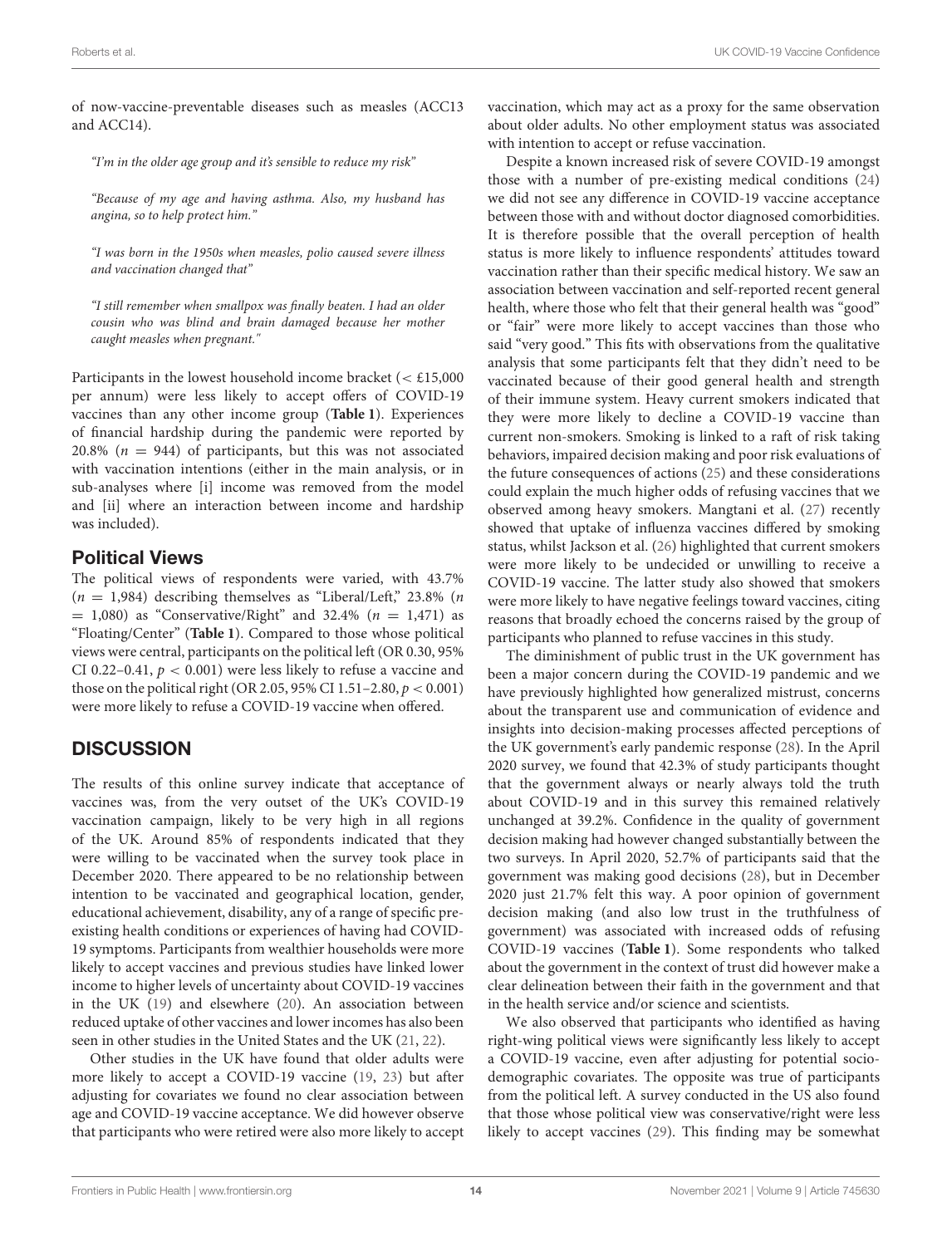of now-vaccine-preventable diseases such as measles (ACC13 and ACC14).

*"I'm in the older age group and it's sensible to reduce my risk"*

*"Because of my age and having asthma. Also, my husband has angina, so to help protect him."*

*"I was born in the 1950s when measles, polio caused severe illness and vaccination changed that"*

*"I still remember when smallpox was finally beaten. I had an older cousin who was blind and brain damaged because her mother caught measles when pregnant."*

Participants in the lowest household income bracket (< £15,000 per annum) were less likely to accept offers of COVID-19 vaccines than any other income group (**Table 1**). Experiences of financial hardship during the pandemic were reported by 20.8% ($n = 944$) of participants, but this was not associated with vaccination intentions (either in the main analysis, or in sub-analyses where [i] income was removed from the model and [ii] where an interaction between income and hardship was included).

## Political Views

The political views of respondents were varied, with 43.7% ($n = 1,984$) describing themselves as "Liberal/Left," 23.8% ($n = 1,080$) as "Conservative/Right" and 32.4% ($n = 1,471$) as "Floating/Center" (**Table 1**). Compared to those whose political views were central, participants on the political left (OR 0.30, 95% CI 0.22–0.41, $p < 0.001$) were less likely to refuse a vaccine and those on the political right (OR 2.05, 95% CI 1.51–2.80, $p < 0.001$) were more likely to refuse a COVID-19 vaccine when offered.

# DISCUSSION

The results of this online survey indicate that acceptance of vaccines was, from the very outset of the UK's COVID-19 vaccination campaign, likely to be very high in all regions of the UK. Around 85% of respondents indicated that they were willing to be vaccinated when the survey took place in December 2020. There appeared to be no relationship between intention to be vaccinated and geographical location, gender, educational achievement, disability, any of a range of specific pre-existing health conditions or experiences of having had COVID-19 symptoms. Participants from wealthier households were more likely to accept vaccines and previous studies have linked lower income to higher levels of uncertainty about COVID-19 vaccines in the UK (19) and elsewhere (20). An association between reduced uptake of other vaccines and lower incomes has also been seen in other studies in the United States and the UK (21, 22).

Other studies in the UK have found that older adults were more likely to accept a COVID-19 vaccine (19, 23) but after adjusting for covariates we found no clear association between age and COVID-19 vaccine acceptance. We did however observe that participants who were retired were also more likely to accept vaccination, which may act as a proxy for the same observation about older adults. No other employment status was associated with intention to accept or refuse vaccination.

Despite a known increased risk of severe COVID-19 amongst those with a number of pre-existing medical conditions (24) we did not see any difference in COVID-19 vaccine acceptance between those with and without doctor diagnosed comorbidities. It is therefore possible that the overall perception of health status is more likely to influence respondents' attitudes toward vaccination rather than their specific medical history. We saw an association between vaccination and self-reported recent general health, where those who felt that their general health was "good" or "fair" were more likely to accept vaccines than those who said "very good." This fits with observations from the qualitative analysis that some participants felt that they didn't need to be vaccinated because of their good general health and strength of their immune system. Heavy current smokers indicated that they were more likely to decline a COVID-19 vaccine than current non-smokers. Smoking is linked to a raft of risk taking behaviors, impaired decision making and poor risk evaluations of the future consequences of actions (25) and these considerations could explain the much higher odds of refusing vaccines that we observed among heavy smokers. Mangtani et al. (27) recently showed that uptake of influenza vaccines differed by smoking status, whilst Jackson et al. (26) highlighted that current smokers were more likely to be undecided or unwilling to receive a COVID-19 vaccine. The latter study also showed that smokers were more likely to have negative feelings toward vaccines, citing reasons that broadly echoed the concerns raised by the group of participants who planned to refuse vaccines in this study.

The diminishment of public trust in the UK government has been a major concern during the COVID-19 pandemic and we have previously highlighted how generalized mistrust, concerns about the transparent use and communication of evidence and insights into decision-making processes affected perceptions of the UK government's early pandemic response (28). In the April 2020 survey, we found that 42.3% of study participants thought that the government always or nearly always told the truth about COVID-19 and in this survey this remained relatively unchanged at 39.2%. Confidence in the quality of government decision making had however changed substantially between the two surveys. In April 2020, 52.7% of participants said that the government was making good decisions (28), but in December 2020 just 21.7% felt this way. A poor opinion of government decision making (and also low trust in the truthfulness of government) was associated with increased odds of refusing COVID-19 vaccines (**Table 1**). Some respondents who talked about the government in the context of trust did however make a clear delineation between their faith in the government and that in the health service and/or science and scientists.

We also observed that participants who identified as having right-wing political views were significantly less likely to accept a COVID-19 vaccine, even after adjusting for potential socio-demographic covariates. The opposite was true of participants from the political left. A survey conducted in the US also found that those whose political view was conservative/right were less likely to accept vaccines (29). This finding may be somewhat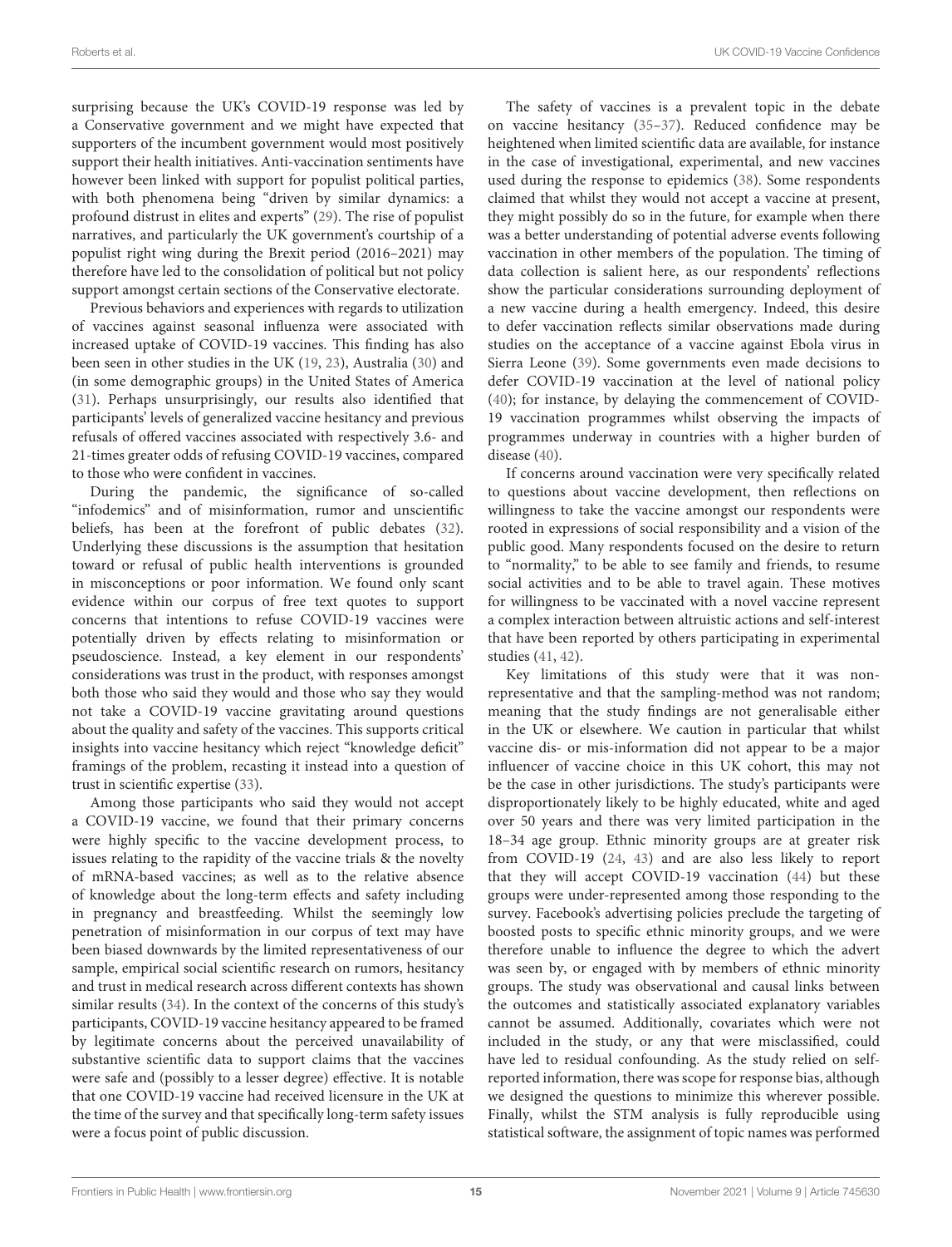surprising because the UK's COVID-19 response was led by a Conservative government and we might have expected that supporters of the incumbent government would most positively support their health initiatives. Anti-vaccination sentiments have however been linked with support for populist political parties, with both phenomena being "driven by similar dynamics: a profound distrust in elites and experts" (29). The rise of populist narratives, and particularly the UK government's courtship of a populist right wing during the Brexit period (2016–2021) may therefore have led to the consolidation of political but not policy support amongst certain sections of the Conservative electorate.

Previous behaviors and experiences with regards to utilization of vaccines against seasonal influenza were associated with increased uptake of COVID-19 vaccines. This finding has also been seen in other studies in the UK (19, 23), Australia (30) and (in some demographic groups) in the United States of America (31). Perhaps unsurprisingly, our results also identified that participants' levels of generalized vaccine hesitancy and previous refusals of offered vaccines associated with respectively 3.6- and 21-times greater odds of refusing COVID-19 vaccines, compared to those who were confident in vaccines.

During the pandemic, the significance of so-called "infodemics" and of misinformation, rumor and unscientific beliefs, has been at the forefront of public debates (32). Underlying these discussions is the assumption that hesitation toward or refusal of public health interventions is grounded in misconceptions or poor information. We found only scant evidence within our corpus of free text quotes to support concerns that intentions to refuse COVID-19 vaccines were potentially driven by effects relating to misinformation or pseudoscience. Instead, a key element in our respondents' considerations was trust in the product, with responses amongst both those who said they would and those who say they would not take a COVID-19 vaccine gravitating around questions about the quality and safety of the vaccines. This supports critical insights into vaccine hesitancy which reject "knowledge deficit" framings of the problem, recasting it instead into a question of trust in scientific expertise (33).

Among those participants who said they would not accept a COVID-19 vaccine, we found that their primary concerns were highly specific to the vaccine development process, to issues relating to the rapidity of the vaccine trials & the novelty of mRNA-based vaccines; as well as to the relative absence of knowledge about the long-term effects and safety including in pregnancy and breastfeeding. Whilst the seemingly low penetration of misinformation in our corpus of text may have been biased downwards by the limited representativeness of our sample, empirical social scientific research on rumors, hesitancy and trust in medical research across different contexts has shown similar results (34). In the context of the concerns of this study's participants, COVID-19 vaccine hesitancy appeared to be framed by legitimate concerns about the perceived unavailability of substantive scientific data to support claims that the vaccines were safe and (possibly to a lesser degree) effective. It is notable that one COVID-19 vaccine had received licensure in the UK at the time of the survey and that specifically long-term safety issues were a focus point of public discussion.

The safety of vaccines is a prevalent topic in the debate on vaccine hesitancy (35–37). Reduced confidence may be heightened when limited scientific data are available, for instance in the case of investigational, experimental, and new vaccines used during the response to epidemics (38). Some respondents claimed that whilst they would not accept a vaccine at present, they might possibly do so in the future, for example when there was a better understanding of potential adverse events following vaccination in other members of the population. The timing of data collection is salient here, as our respondents' reflections show the particular considerations surrounding deployment of a new vaccine during a health emergency. Indeed, this desire to defer vaccination reflects similar observations made during studies on the acceptance of a vaccine against Ebola virus in Sierra Leone (39). Some governments even made decisions to defer COVID-19 vaccination at the level of national policy (40); for instance, by delaying the commencement of COVID-19 vaccination programmes whilst observing the impacts of programmes underway in countries with a higher burden of disease (40).

If concerns around vaccination were very specifically related to questions about vaccine development, then reflections on willingness to take the vaccine amongst our respondents were rooted in expressions of social responsibility and a vision of the public good. Many respondents focused on the desire to return to "normality," to be able to see family and friends, to resume social activities and to be able to travel again. These motives for willingness to be vaccinated with a novel vaccine represent a complex interaction between altruistic actions and self-interest that have been reported by others participating in experimental studies (41, 42).

Key limitations of this study were that it was non-representative and that the sampling-method was not random; meaning that the study findings are not generalisable either in the UK or elsewhere. We caution in particular that whilst vaccine dis- or mis-information did not appear to be a major influencer of vaccine choice in this UK cohort, this may not be the case in other jurisdictions. The study's participants were disproportionately likely to be highly educated, white and aged over 50 years and there was very limited participation in the 18–34 age group. Ethnic minority groups are at greater risk from COVID-19 (24, 43) and are also less likely to report that they will accept COVID-19 vaccination (44) but these groups were under-represented among those responding to the survey. Facebook's advertising policies preclude the targeting of boosted posts to specific ethnic minority groups, and we were therefore unable to influence the degree to which the advert was seen by, or engaged with by members of ethnic minority groups. The study was observational and causal links between the outcomes and statistically associated explanatory variables cannot be assumed. Additionally, covariates which were not included in the study, or any that were misclassified, could have led to residual confounding. As the study relied on self-reported information, there was scope for response bias, although we designed the questions to minimize this wherever possible. Finally, whilst the STM analysis is fully reproducible using statistical software, the assignment of topic names was performed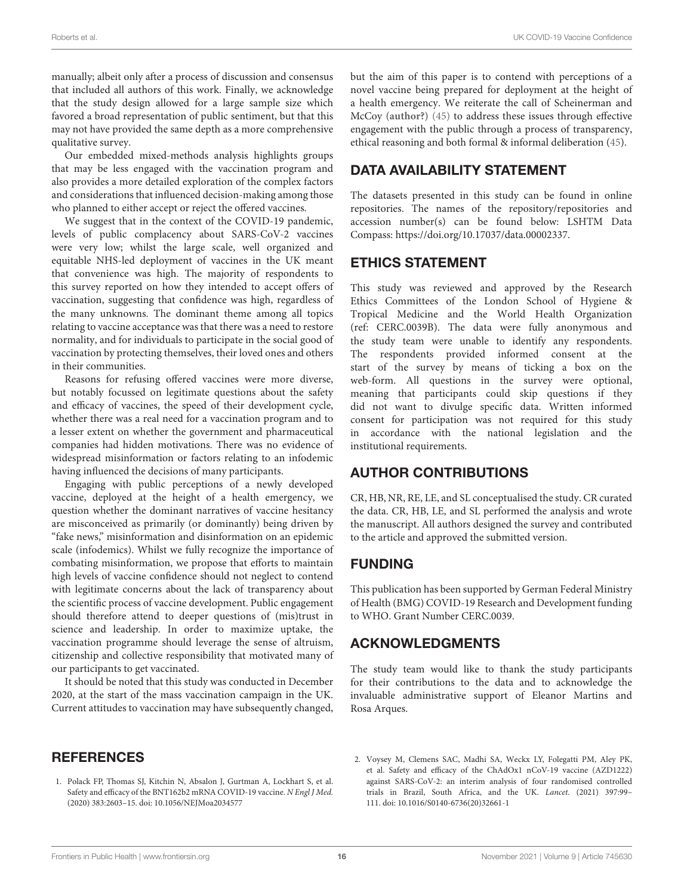manually; albeit only after a process of discussion and consensus that included all authors of this work. Finally, we acknowledge that the study design allowed for a large sample size which favored a broad representation of public sentiment, but that this may not have provided the same depth as a more comprehensive qualitative survey.

Our embedded mixed-methods analysis highlights groups that may be less engaged with the vaccination program and also provides a more detailed exploration of the complex factors and considerations that influenced decision-making among those who planned to either accept or reject the offered vaccines.

We suggest that in the context of the COVID-19 pandemic, levels of public complacency about SARS-CoV-2 vaccines were very low; whilst the large scale, well organized and equitable NHS-led deployment of vaccines in the UK meant that convenience was high. The majority of respondents to this survey reported on how they intended to accept offers of vaccination, suggesting that confidence was high, regardless of the many unknowns. The dominant theme among all topics relating to vaccine acceptance was that there was a need to restore normality, and for individuals to participate in the social good of vaccination by protecting themselves, their loved ones and others in their communities.

Reasons for refusing offered vaccines were more diverse, but notably focussed on legitimate questions about the safety and efficacy of vaccines, the speed of their development cycle, whether there was a real need for a vaccination program and to a lesser extent on whether the government and pharmaceutical companies had hidden motivations. There was no evidence of widespread misinformation or factors relating to an infodemic having influenced the decisions of many participants.

Engaging with public perceptions of a newly developed vaccine, deployed at the height of a health emergency, we question whether the dominant narratives of vaccine hesitancy are misconceived as primarily (or dominantly) being driven by "fake news," misinformation and disinformation on an epidemic scale (infodemics). Whilst we fully recognize the importance of combating misinformation, we propose that efforts to maintain high levels of vaccine confidence should not neglect to contend with legitimate concerns about the lack of transparency about the scientific process of vaccine development. Public engagement should therefore attend to deeper questions of (mis)trust in science and leadership. In order to maximize uptake, the vaccination programme should leverage the sense of altruism, citizenship and collective responsibility that motivated many of our participants to get vaccinated.

It should be noted that this study was conducted in December 2020, at the start of the mass vaccination campaign in the UK. Current attitudes to vaccination may have subsequently changed, but the aim of this paper is to contend with perceptions of a novel vaccine being prepared for deployment at the height of a health emergency. We reiterate the call of Scheinerman and McCoy (author?) (45) to address these issues through effective engagement with the public through a process of transparency, ethical reasoning and both formal & informal deliberation (45).

## DATA AVAILABILITY STATEMENT

The datasets presented in this study can be found in online repositories. The names of the repository/repositories and accession number(s) can be found below: LSHTM Data Compass: https://doi.org/10.17037/data.00002337.

## ETHICS STATEMENT

This study was reviewed and approved by the Research Ethics Committees of the London School of Hygiene & Tropical Medicine and the World Health Organization (ref: CERC.0039B). The data were fully anonymous and the study team were unable to identify any respondents. The respondents provided informed consent at the start of the survey by means of ticking a box on the web-form. All questions in the survey were optional, meaning that participants could skip questions if they did not want to divulge specific data. Written informed consent for participation was not required for this study in accordance with the national legislation and the institutional requirements.

## AUTHOR CONTRIBUTIONS

CR, HB, NR, RE, LE, and SL conceptualised the study. CR curated the data. CR, HB, LE, and SL performed the analysis and wrote the manuscript. All authors designed the survey and contributed to the article and approved the submitted version.

## FUNDING

This publication has been supported by German Federal Ministry of Health (BMG) COVID-19 Research and Development funding to WHO. Grant Number CERC.0039.

## ACKNOWLEDGMENTS

The study team would like to thank the study participants for their contributions to the data and to acknowledge the invaluable administrative support of Eleanor Martins and Rosa Arques.

## REFERENCES

1. Polack FP, Thomas SJ, Kitchin N, Absalon J, Gurtman A, Lockhart S, et al. Safety and efficacy of the BNT162b2 mRNA COVID-19 vaccine. *N Engl J Med.* (2020) 383:2603–15. doi: 10.1056/NEJMoa2034577
2. Voysey M, Clemens SAC, Madhi SA, Weckx LY, Folegatti PM, Aley PK, et al. Safety and efficacy of the ChAdOx1 nCoV-19 vaccine (AZD1222) against SARS-CoV-2: an interim analysis of four randomised controlled trials in Brazil, South Africa, and the UK. *Lancet.* (2021) 397:99–111. doi: 10.1016/S0140-6736(20)32661-1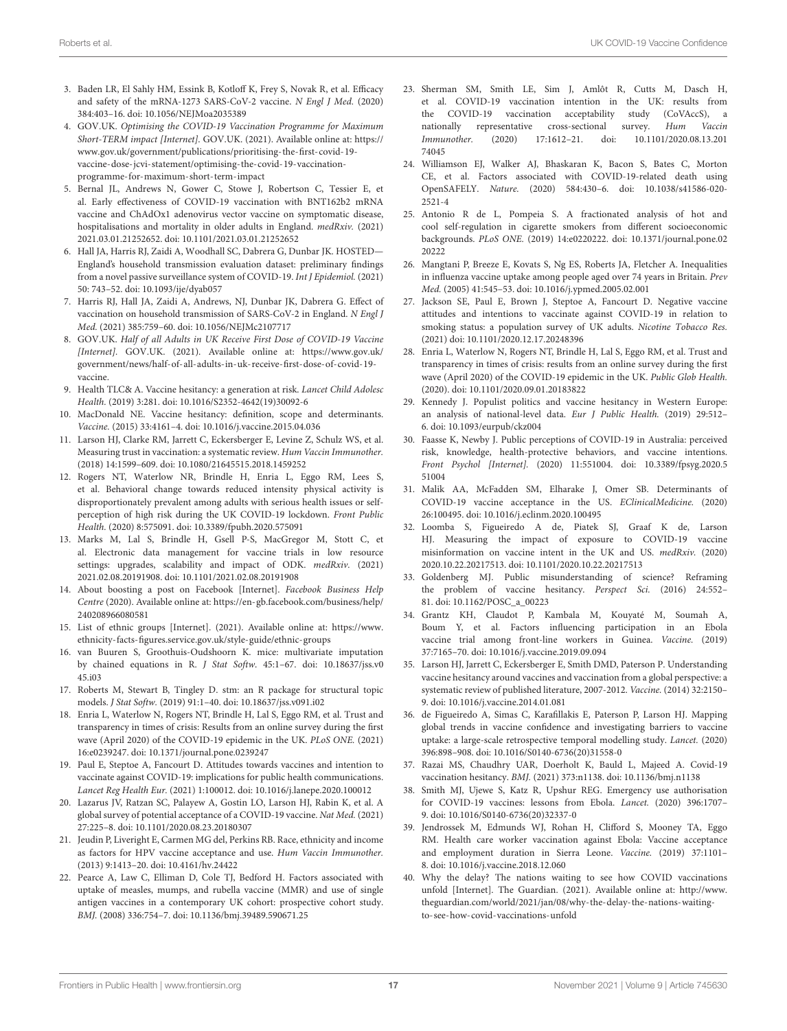3. Baden LR, El Sahly HM, Essink B, Kotloff K, Frey S, Novak R, et al. Efficacy and safety of the mRNA-1273 SARS-CoV-2 vaccine. *N Engl J Med.* (2020) 384:403–16. doi: 10.1056/NEJMoa2035389
4. GOV.UK. *Optimising the COVID-19 Vaccination Programme for Maximum Short-TERM impact [Internet].* GOV.UK. (2021). Available online at: https://www.gov.uk/government/publications/prioritising-the-first-covid-19-vaccine-dose-jcvi-statement/optimising-the-covid-19-vaccination-programme-for-maximum-short-term-impact
5. Bernal JL, Andrews N, Gower C, Stowe J, Robertson C, Tessier E, et al. Early effectiveness of COVID-19 vaccination with BNT162b2 mRNA vaccine and ChAdOx1 adenovirus vector vaccine on symptomatic disease, hospitalisations and mortality in older adults in England. *medRxiv.* (2021) 2021.03.01.21252652. doi: 10.1101/2021.03.01.21252652
6. Hall JA, Harris RJ, Zaidi A, Woodhall SC, Dabrera G, Dunbar JK. HOSTED—England's household transmission evaluation dataset: preliminary findings from a novel passive surveillance system of COVID-19. *Int J Epidemiol.* (2021) 50: 743–52. doi: 10.1093/ije/dyab057
7. Harris RJ, Hall JA, Zaidi A, Andrews, NJ, Dunbar JK, Dabrera G. Effect of vaccination on household transmission of SARS-CoV-2 in England. *N Engl J Med.* (2021) 385:759–60. doi: 10.1056/NEJMc2107717
8. GOV.UK. *Half of all Adults in UK Receive First Dose of COVID-19 Vaccine [Internet].* GOV.UK. (2021). Available online at: https://www.gov.uk/government/news/half-of-all-adults-in-uk-receive-first-dose-of-covid-19-vaccine.
9. Health TLC& A. Vaccine hesitancy: a generation at risk. *Lancet Child Adolesc Health.* (2019) 3:281. doi: 10.1016/S2352-4642(19)30092-6
10. MacDonald NE. Vaccine hesitancy: definition, scope and determinants. *Vaccine.* (2015) 33:4161–4. doi: 10.1016/j.vaccine.2015.04.036
11. Larson HJ, Clarke RM, Jarrett C, Eckersberger E, Levine Z, Schulz WS, et al. Measuring trust in vaccination: a systematic review. *Hum Vaccin Immunother.* (2018) 14:1599–609. doi: 10.1080/21645515.2018.1459252
12. Rogers NT, Waterlow NR, Brindle H, Enria L, Eggo RM, Lees S, et al. Behavioral change towards reduced intensity physical activity is disproportionately prevalent among adults with serious health issues or self-perception of high risk during the UK COVID-19 lockdown. *Front Public Health.* (2020) 8:575091. doi: 10.3389/fpubh.2020.575091
13. Marks M, Lal S, Brindle H, Gsell P-S, MacGregor M, Stott C, et al. Electronic data management for vaccine trials in low resource settings: upgrades, scalability and impact of ODK. *medRxiv.* (2021) 2021.02.08.20191908. doi: 10.1101/2021.02.08.20191908
14. About boosting a post on Facebook [Internet]. *Facebook Business Help Centre* (2020). Available online at: https://en-gb.facebook.com/business/help/240208966080581
15. List of ethnic groups [Internet]. (2021). Available online at: https://www.ethnicity-facts-figures.service.gov.uk/style-guide/ethnic-groups
16. van Buuren S, Groothuis-Oudshoorn K. mice: multivariate imputation by chained equations in R. *J Stat Softw.* 45:1–67. doi: 10.18637/jss.v045.i03
17. Roberts M, Stewart B, Tingley D. stm: an R package for structural topic models. *J Stat Softw.* (2019) 91:1–40. doi: 10.18637/jss.v091.i02
18. Enria L, Waterlow N, Rogers NT, Brindle H, Lal S, Eggo RM, et al. Trust and transparency in times of crisis: Results from an online survey during the first wave (April 2020) of the COVID-19 epidemic in the UK. *PLoS ONE.* (2021) 16:e0239247. doi: 10.1371/journal.pone.0239247
19. Paul E, Steptoe A, Fancourt D. Attitudes towards vaccines and intention to vaccinate against COVID-19: implications for public health communications. *Lancet Reg Health Eur.* (2021) 1:100012. doi: 10.1016/j.lanepe.2020.100012
20. Lazarus JV, Ratzan SC, Palayew A, Gostin LO, Larson HJ, Rabin K, et al. A global survey of potential acceptance of a COVID-19 vaccine. *Nat Med.* (2021) 27:225–8. doi: 10.1101/2020.08.23.20180307
21. Jeudin P, Liveright E, Carmen MG del, Perkins RB. Race, ethnicity and income as factors for HPV vaccine acceptance and use. *Hum Vaccin Immunother.* (2013) 9:1413–20. doi: 10.4161/hv.24422
22. Pearce A, Law C, Elliman D, Cole TJ, Bedford H. Factors associated with uptake of measles, mumps, and rubella vaccine (MMR) and use of single antigen vaccines in a contemporary UK cohort: prospective cohort study. *BMJ.* (2008) 336:754–7. doi: 10.1136/bmj.39489.590671.25
23. Sherman SM, Smith LE, Sim J, Amlôt R, Cutts M, Dasch H, et al. COVID-19 vaccination intention in the UK: results from the COVID-19 vaccination acceptability study (CoVAccS), a nationally representative cross-sectional survey. *Hum Vaccin Immunother.* (2020) 17:1612–21. doi: 10.1101/2020.08.13.20174045
24. Williamson EJ, Walker AJ, Bhaskaran K, Bacon S, Bates C, Morton CE, et al. Factors associated with COVID-19-related death using OpenSAFELY. *Nature.* (2020) 584:430–6. doi: 10.1038/s41586-020-2521-4
25. Antonio R de L, Pompeia S. A fractionated analysis of hot and cool self-regulation in cigarette smokers from different socioeconomic backgrounds. *PLoS ONE.* (2019) 14:e0220222. doi: 10.1371/journal.pone.0220222
26. Mangtani P, Breeze E, Kovats S, Ng ES, Roberts JA, Fletcher A. Inequalities in influenza vaccine uptake among people aged over 74 years in Britain. *Prev Med.* (2005) 41:545–53. doi: 10.1016/j.ypmed.2005.02.001
27. Jackson SE, Paul E, Brown J, Steptoe A, Fancourt D. Negative vaccine attitudes and intentions to vaccinate against COVID-19 in relation to smoking status: a population survey of UK adults. *Nicotine Tobacco Res.* (2021) doi: 10.1101/2020.12.17.20248396
28. Enria L, Waterlow N, Rogers NT, Brindle H, Lal S, Eggo RM, et al. Trust and transparency in times of crisis: results from an online survey during the first wave (April 2020) of the COVID-19 epidemic in the UK. *Public Glob Health.* (2020). doi: 10.1101/2020.09.01.20183822
29. Kennedy J. Populist politics and vaccine hesitancy in Western Europe: an analysis of national-level data. *Eur J Public Health.* (2019) 29:512–6. doi: 10.1093/eurpub/ckz004
30. Faasse K, Newby J. Public perceptions of COVID-19 in Australia: perceived risk, knowledge, health-protective behaviors, and vaccine intentions. *Front Psychol [Internet].* (2020) 11:551004. doi: 10.3389/fpsyg.2020.551004
31. Malik AA, McFadden SM, Elharake J, Omer SB. Determinants of COVID-19 vaccine acceptance in the US. *EClinicalMedicine.* (2020) 26:100495. doi: 10.1016/j.eclinm.2020.100495
32. Loomba S, Figueiredo A de, Piatek SJ, Graaf K de, Larson HJ. Measuring the impact of exposure to COVID-19 vaccine misinformation on vaccine intent in the UK and US. *medRxiv.* (2020) 2020.10.22.20217513. doi: 10.1101/2020.10.22.20217513
33. Goldenberg MJ. Public misunderstanding of science? Reframing the problem of vaccine hesitancy. *Perspect Sci.* (2016) 24:552–81. doi: 10.1162/POSC_a_00223
34. Grantz KH, Claudot P, Kambala M, Kouyaté M, Soumah A, Boum Y, et al. Factors influencing participation in an Ebola vaccine trial among front-line workers in Guinea. *Vaccine.* (2019) 37:7165–70. doi: 10.1016/j.vaccine.2019.09.094
35. Larson HJ, Jarrett C, Eckersberger E, Smith DMD, Paterson P. Understanding vaccine hesitancy around vaccines and vaccination from a global perspective: a systematic review of published literature, 2007-2012. *Vaccine.* (2014) 32:2150–9. doi: 10.1016/j.vaccine.2014.01.081
36. de Figueiredo A, Simas C, Karafillakis E, Paterson P, Larson HJ. Mapping global trends in vaccine confidence and investigating barriers to vaccine uptake: a large-scale retrospective temporal modelling study. *Lancet.* (2020) 396:898–908. doi: 10.1016/S0140-6736(20)31558-0
37. Razai MS, Chaudhry UAR, Doerholt K, Bauld L, Majeed A. Covid-19 vaccination hesitancy. *BMJ.* (2021) 373:n1138. doi: 10.1136/bmj.n1138
38. Smith MJ, Ujewe S, Katz R, Upshur REG. Emergency use authorisation for COVID-19 vaccines: lessons from Ebola. *Lancet.* (2020) 396:1707–9. doi: 10.1016/S0140-6736(20)32337-0
39. Jendrossek M, Edmunds WJ, Rohan H, Clifford S, Mooney TA, Eggo RM. Health care worker vaccination against Ebola: Vaccine acceptance and employment duration in Sierra Leone. *Vaccine.* (2019) 37:1101–8. doi: 10.1016/j.vaccine.2018.12.060
40. Why the delay? The nations waiting to see how COVID vaccinations unfold [Internet]. The Guardian. (2021). Available online at: http://www.theguardian.com/world/2021/jan/08/why-the-delay-the-nations-waiting-to-see-how-covid-vaccinations-unfold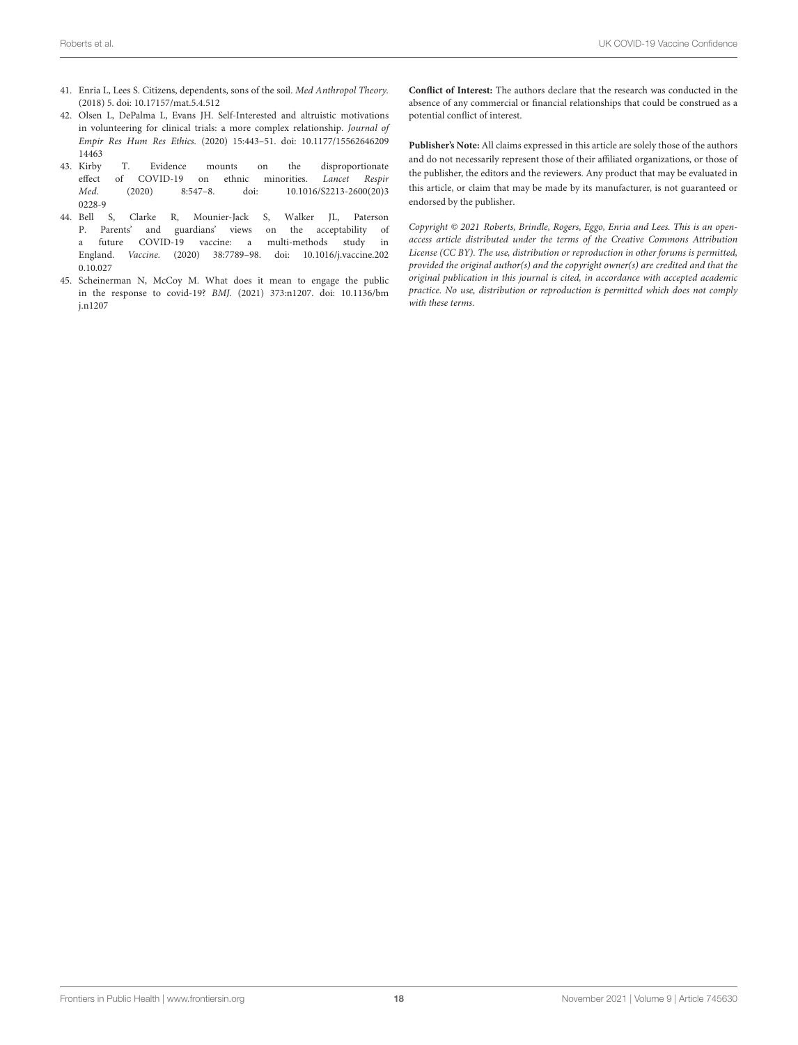41. Enria L, Lees S. Citizens, dependents, sons of the soil. *Med Anthropol Theory.* (2018) 5. doi: 10.17157/mat.5.4.512
42. Olsen L, DePalma L, Evans JH. Self-Interested and altruistic motivations in volunteering for clinical trials: a more complex relationship. *Journal of Empir Res Hum Res Ethics.* (2020) 15:443–51. doi: 10.1177/1556264620914463
43. Kirby T. Evidence mounts on the disproportionate effect of COVID-19 on ethnic minorities. *Lancet Respir Med.* (2020) 8:547–8. doi: 10.1016/S2213-2600(20)30228-9
44. Bell S, Clarke R, Mounier-Jack S, Walker JL, Paterson P. Parents' and guardians' views on the acceptability of a future COVID-19 vaccine: a multi-methods study in England. *Vaccine.* (2020) 38:7789–98. doi: 10.1016/j.vaccine.2020.10.027
45. Scheinerman N, McCoy M. What does it mean to engage the public in the response to covid-19? *BMJ.* (2021) 373:n1207. doi: 10.1136/bmj.n1207

**Conflict of Interest:** The authors declare that the research was conducted in the absence of any commercial or financial relationships that could be construed as a potential conflict of interest.

**Publisher's Note:** All claims expressed in this article are solely those of the authors and do not necessarily represent those of their affiliated organizations, or those of the publisher, the editors and the reviewers. Any product that may be evaluated in this article, or claim that may be made by its manufacturer, is not guaranteed or endorsed by the publisher.

*Copyright © 2021 Roberts, Brindle, Rogers, Eggo, Enria and Lees. This is an open-access article distributed under the terms of the Creative Commons Attribution License (CC BY). The use, distribution or reproduction in other forums is permitted, provided the original author(s) and the copyright owner(s) are credited and that the original publication in this journal is cited, in accordance with accepted academic practice. No use, distribution or reproduction is permitted which does not comply with these terms.*